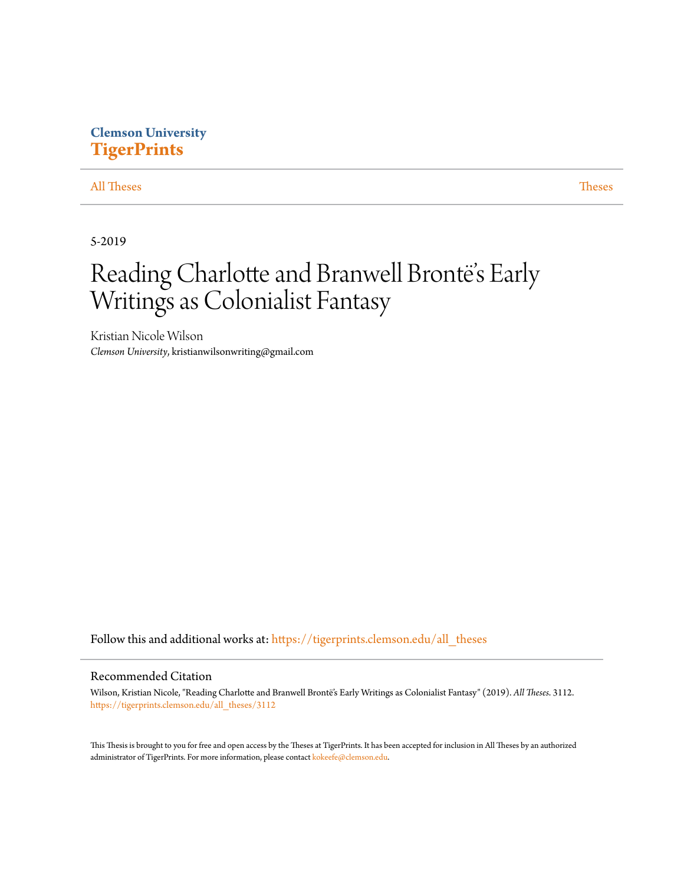Clemson University
**TigerPrints**

All Theses | Theses

5-2019

# Reading Charlotte and Branwell Brontë's Early Writings as Colonialist Fantasy

Kristian Nicole Wilson
*Clemson University*, kristianwilsonwriting@gmail.com

Follow this and additional works at: https://tigerprints.clemson.edu/all_theses

## Recommended Citation

Wilson, Kristian Nicole, "Reading Charlotte and Branwell Brontë's Early Writings as Colonialist Fantasy" (2019). *All Theses*. 3112.
https://tigerprints.clemson.edu/all_theses/3112

This Thesis is brought to you for free and open access by the Theses at TigerPrints. It has been accepted for inclusion in All Theses by an authorized administrator of TigerPrints. For more information, please contact kokeefe@clemson.edu.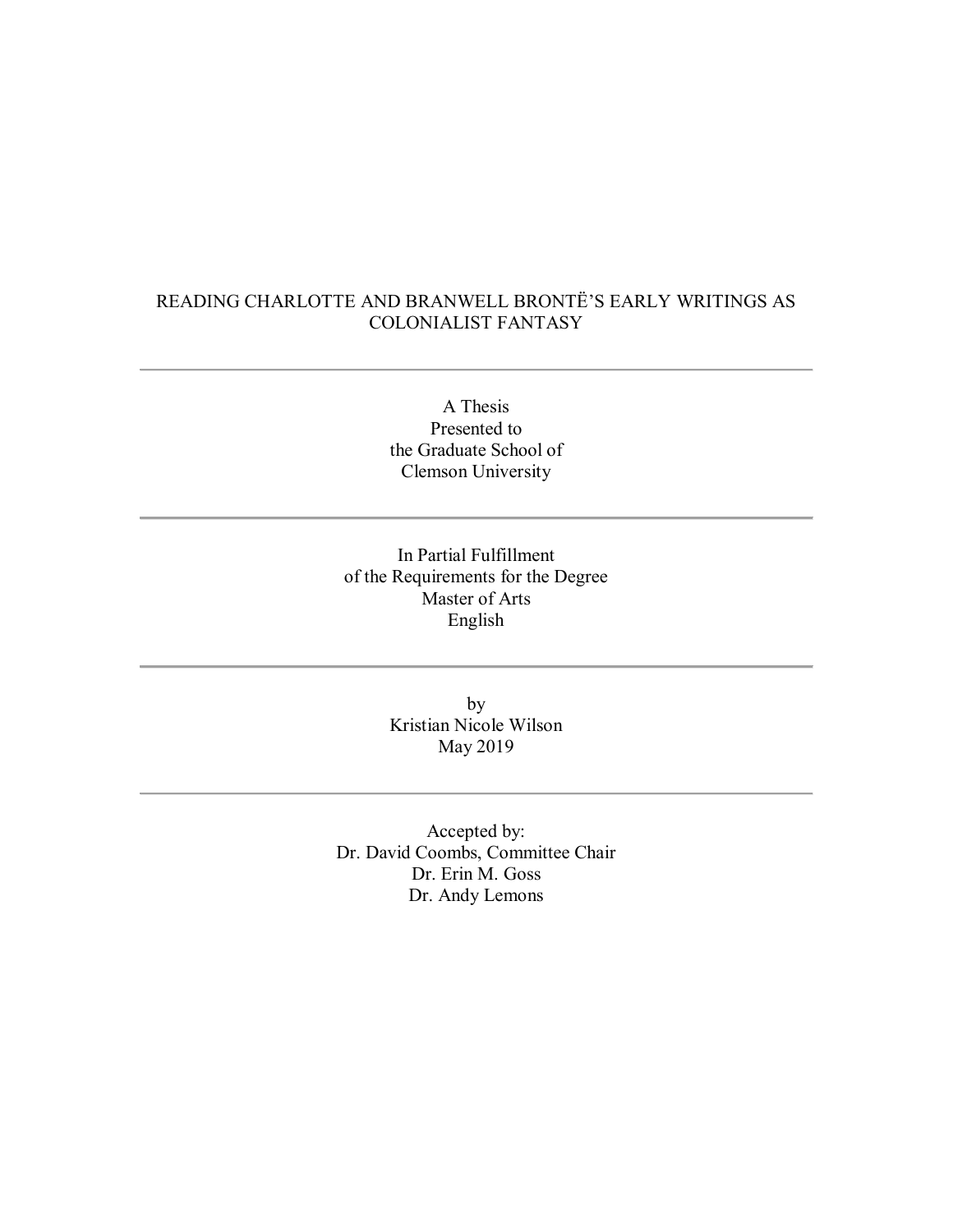# READING CHARLOTTE AND BRANWELL BRONTË'S EARLY WRITINGS AS COLONIALIST FANTASY

---

A Thesis
Presented to
the Graduate School of
Clemson University

---

In Partial Fulfillment
of the Requirements for the Degree
Master of Arts
English

---

by
Kristian Nicole Wilson
May 2019

---

Accepted by:
Dr. David Coombs, Committee Chair
Dr. Erin M. Goss
Dr. Andy Lemons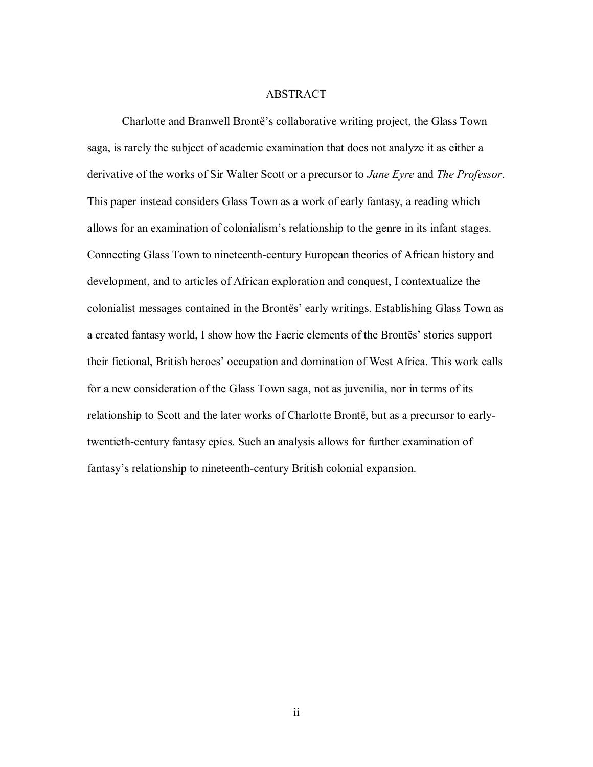# ABSTRACT

Charlotte and Branwell Brontë's collaborative writing project, the Glass Town saga, is rarely the subject of academic examination that does not analyze it as either a derivative of the works of Sir Walter Scott or a precursor to *Jane Eyre* and *The Professor*. This paper instead considers Glass Town as a work of early fantasy, a reading which allows for an examination of colonialism's relationship to the genre in its infant stages. Connecting Glass Town to nineteenth-century European theories of African history and development, and to articles of African exploration and conquest, I contextualize the colonialist messages contained in the Brontës' early writings. Establishing Glass Town as a created fantasy world, I show how the Faerie elements of the Brontës' stories support their fictional, British heroes' occupation and domination of West Africa. This work calls for a new consideration of the Glass Town saga, not as juvenilia, nor in terms of its relationship to Scott and the later works of Charlotte Brontë, but as a precursor to early-twentieth-century fantasy epics. Such an analysis allows for further examination of fantasy's relationship to nineteenth-century British colonial expansion.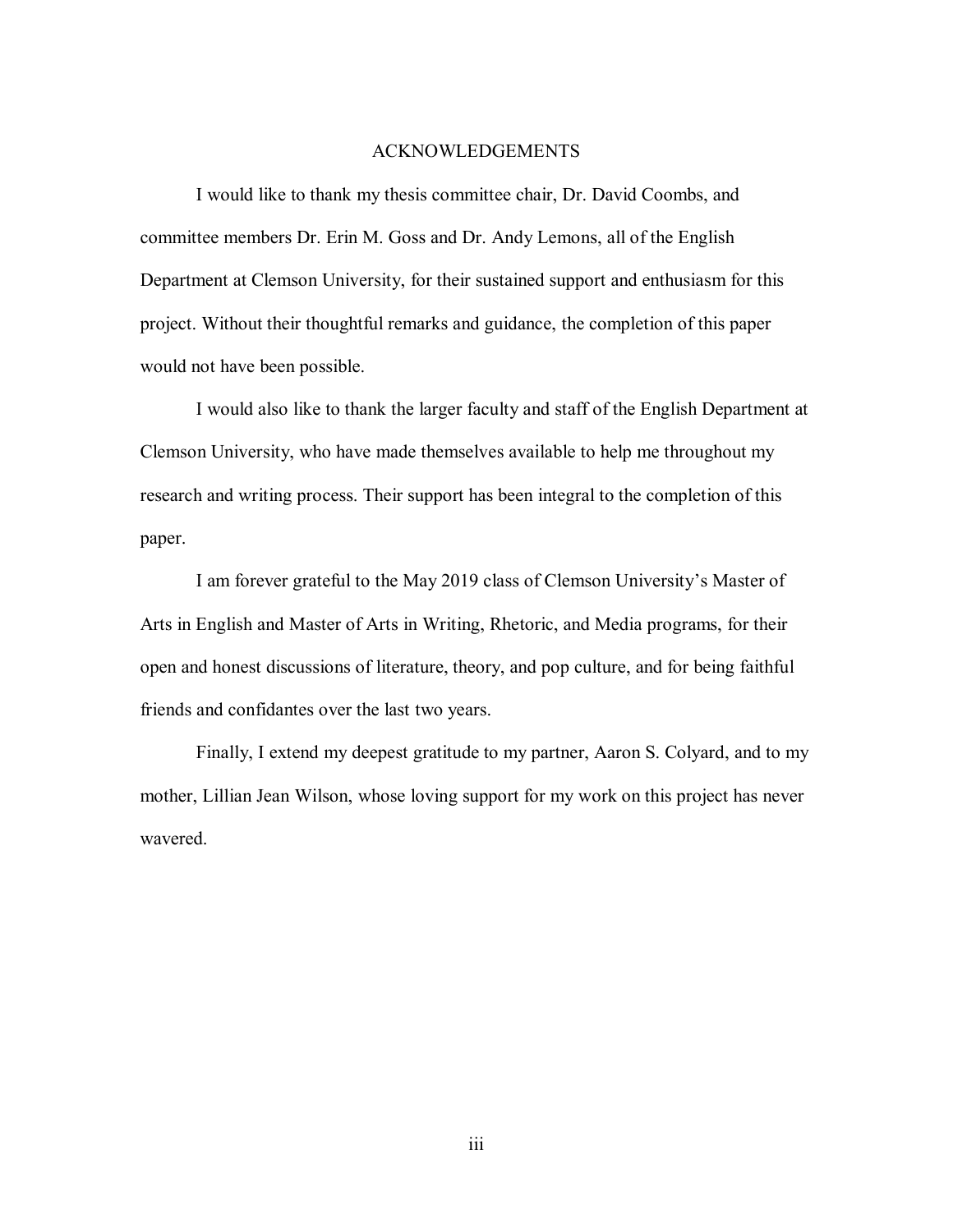## ACKNOWLEDGEMENTS

I would like to thank my thesis committee chair, Dr. David Coombs, and committee members Dr. Erin M. Goss and Dr. Andy Lemons, all of the English Department at Clemson University, for their sustained support and enthusiasm for this project. Without their thoughtful remarks and guidance, the completion of this paper would not have been possible.

I would also like to thank the larger faculty and staff of the English Department at Clemson University, who have made themselves available to help me throughout my research and writing process. Their support has been integral to the completion of this paper.

I am forever grateful to the May 2019 class of Clemson University's Master of Arts in English and Master of Arts in Writing, Rhetoric, and Media programs, for their open and honest discussions of literature, theory, and pop culture, and for being faithful friends and confidantes over the last two years.

Finally, I extend my deepest gratitude to my partner, Aaron S. Colyard, and to my mother, Lillian Jean Wilson, whose loving support for my work on this project has never wavered.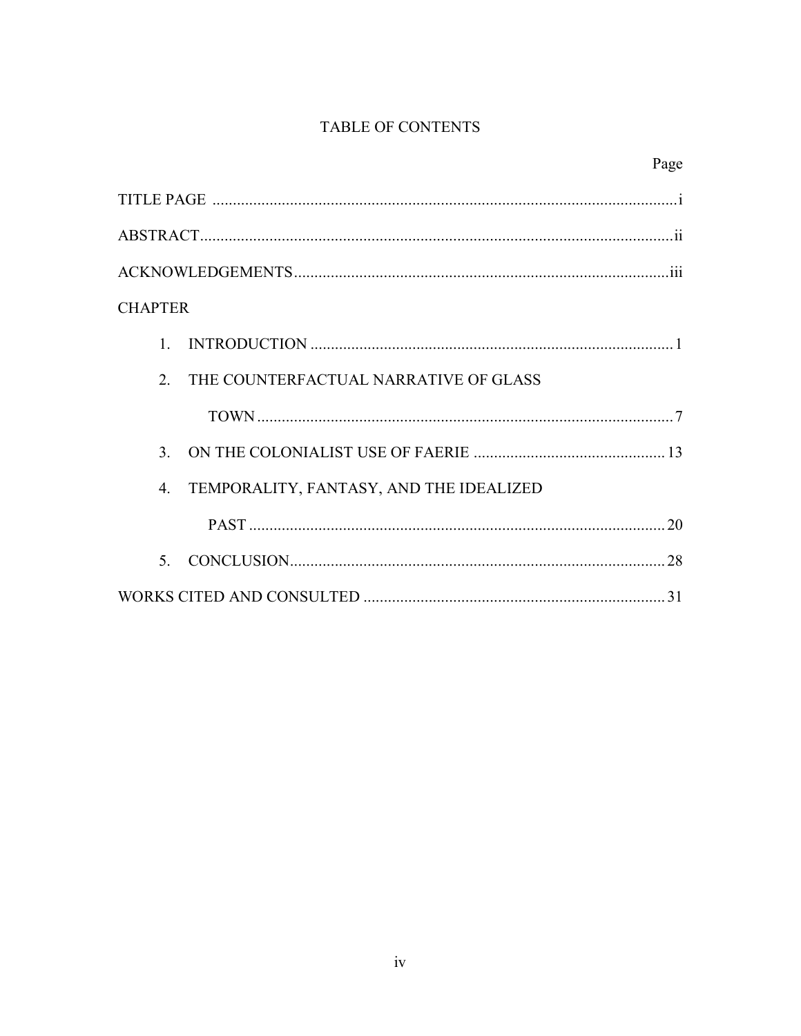# TABLE OF CONTENTS

| | Page |
|---|---|
| TITLE PAGE | i |
| ABSTRACT | ii |
| ACKNOWLEDGEMENTS | iii |
| CHAPTER | |
| 1. INTRODUCTION | 1 |
| 2. THE COUNTERFACTUAL NARRATIVE OF GLASS TOWN | 7 |
| 3. ON THE COLONIALIST USE OF FAERIE | 13 |
| 4. TEMPORALITY, FANTASY, AND THE IDEALIZED PAST | 20 |
| 5. CONCLUSION | 28 |
| WORKS CITED AND CONSULTED | 31 |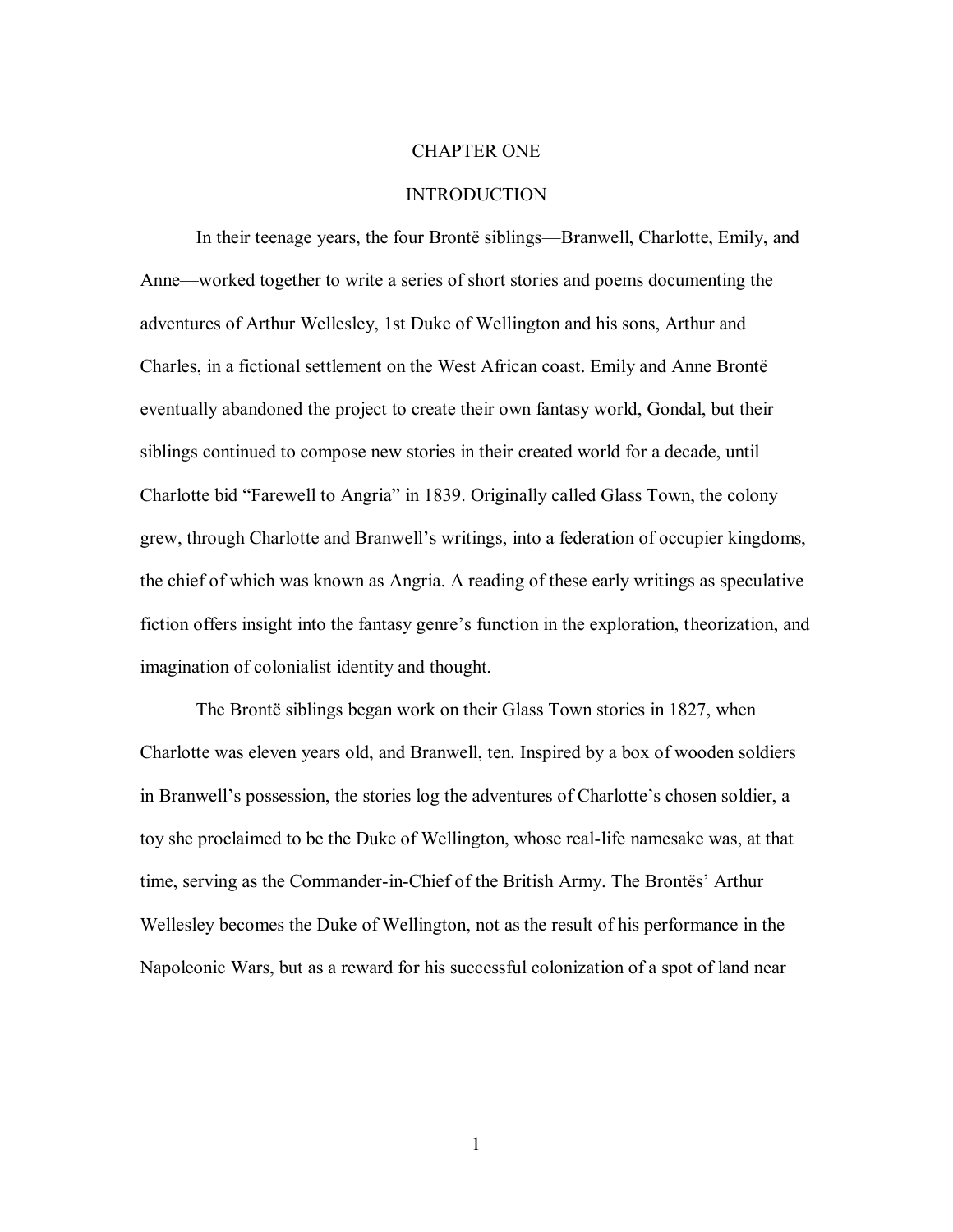# CHAPTER ONE

## INTRODUCTION

In their teenage years, the four Brontë siblings—Branwell, Charlotte, Emily, and Anne—worked together to write a series of short stories and poems documenting the adventures of Arthur Wellesley, 1st Duke of Wellington and his sons, Arthur and Charles, in a fictional settlement on the West African coast. Emily and Anne Brontë eventually abandoned the project to create their own fantasy world, Gondal, but their siblings continued to compose new stories in their created world for a decade, until Charlotte bid "Farewell to Angria" in 1839. Originally called Glass Town, the colony grew, through Charlotte and Branwell's writings, into a federation of occupier kingdoms, the chief of which was known as Angria. A reading of these early writings as speculative fiction offers insight into the fantasy genre's function in the exploration, theorization, and imagination of colonialist identity and thought.

The Brontë siblings began work on their Glass Town stories in 1827, when Charlotte was eleven years old, and Branwell, ten. Inspired by a box of wooden soldiers in Branwell's possession, the stories log the adventures of Charlotte's chosen soldier, a toy she proclaimed to be the Duke of Wellington, whose real-life namesake was, at that time, serving as the Commander-in-Chief of the British Army. The Brontës' Arthur Wellesley becomes the Duke of Wellington, not as the result of his performance in the Napoleonic Wars, but as a reward for his successful colonization of a spot of land near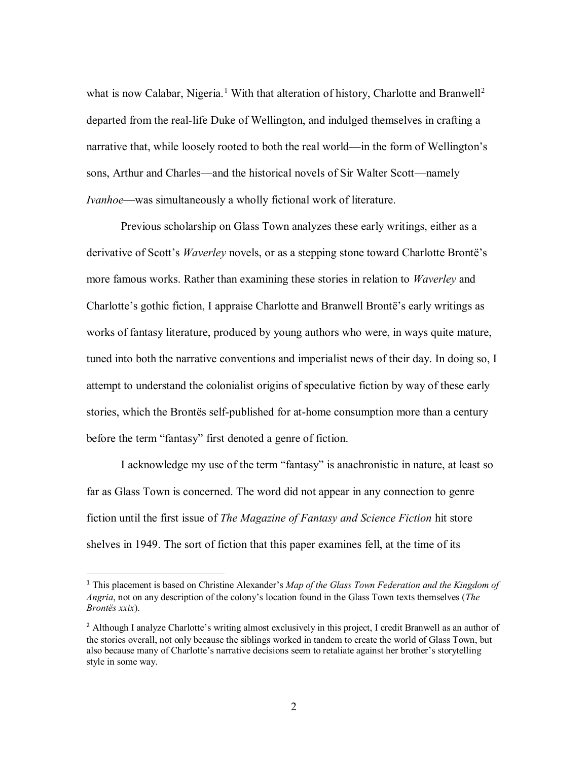what is now Calabar, Nigeria.[1] With that alteration of history, Charlotte and Branwell[2] departed from the real-life Duke of Wellington, and indulged themselves in crafting a narrative that, while loosely rooted to both the real world—in the form of Wellington's sons, Arthur and Charles—and the historical novels of Sir Walter Scott—namely *Ivanhoe*—was simultaneously a wholly fictional work of literature.

Previous scholarship on Glass Town analyzes these early writings, either as a derivative of Scott's *Waverley* novels, or as a stepping stone toward Charlotte Brontë's more famous works. Rather than examining these stories in relation to *Waverley* and Charlotte's gothic fiction, I appraise Charlotte and Branwell Brontë's early writings as works of fantasy literature, produced by young authors who were, in ways quite mature, tuned into both the narrative conventions and imperialist news of their day. In doing so, I attempt to understand the colonialist origins of speculative fiction by way of these early stories, which the Brontës self-published for at-home consumption more than a century before the term "fantasy" first denoted a genre of fiction.

I acknowledge my use of the term "fantasy" is anachronistic in nature, at least so far as Glass Town is concerned. The word did not appear in any connection to genre fiction until the first issue of *The Magazine of Fantasy and Science Fiction* hit store shelves in 1949. The sort of fiction that this paper examines fell, at the time of its

---

[1] This placement is based on Christine Alexander's *Map of the Glass Town Federation and the Kingdom of Angria*, not on any description of the colony's location found in the Glass Town texts themselves (*The Brontës xxix*).

[2] Although I analyze Charlotte's writing almost exclusively in this project, I credit Branwell as an author of the stories overall, not only because the siblings worked in tandem to create the world of Glass Town, but also because many of Charlotte's narrative decisions seem to retaliate against her brother's storytelling style in some way.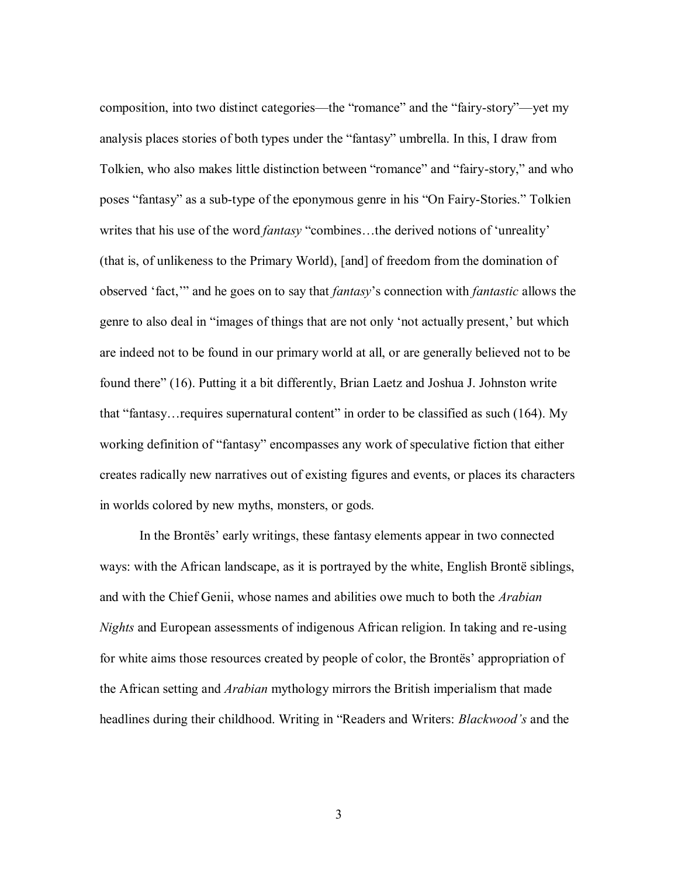composition, into two distinct categories—the "romance" and the "fairy-story"—yet my analysis places stories of both types under the "fantasy" umbrella. In this, I draw from Tolkien, who also makes little distinction between "romance" and "fairy-story," and who poses "fantasy" as a sub-type of the eponymous genre in his "On Fairy-Stories." Tolkien writes that his use of the word *fantasy* "combines…the derived notions of 'unreality' (that is, of unlikeness to the Primary World), [and] of freedom from the domination of observed 'fact,'" and he goes on to say that *fantasy*'s connection with *fantastic* allows the genre to also deal in "images of things that are not only 'not actually present,' but which are indeed not to be found in our primary world at all, or are generally believed not to be found there" (16). Putting it a bit differently, Brian Laetz and Joshua J. Johnston write that "fantasy…requires supernatural content" in order to be classified as such (164). My working definition of "fantasy" encompasses any work of speculative fiction that either creates radically new narratives out of existing figures and events, or places its characters in worlds colored by new myths, monsters, or gods.

In the Brontës' early writings, these fantasy elements appear in two connected ways: with the African landscape, as it is portrayed by the white, English Brontë siblings, and with the Chief Genii, whose names and abilities owe much to both the *Arabian Nights* and European assessments of indigenous African religion. In taking and re-using for white aims those resources created by people of color, the Brontës' appropriation of the African setting and *Arabian* mythology mirrors the British imperialism that made headlines during their childhood. Writing in "Readers and Writers: *Blackwood's* and the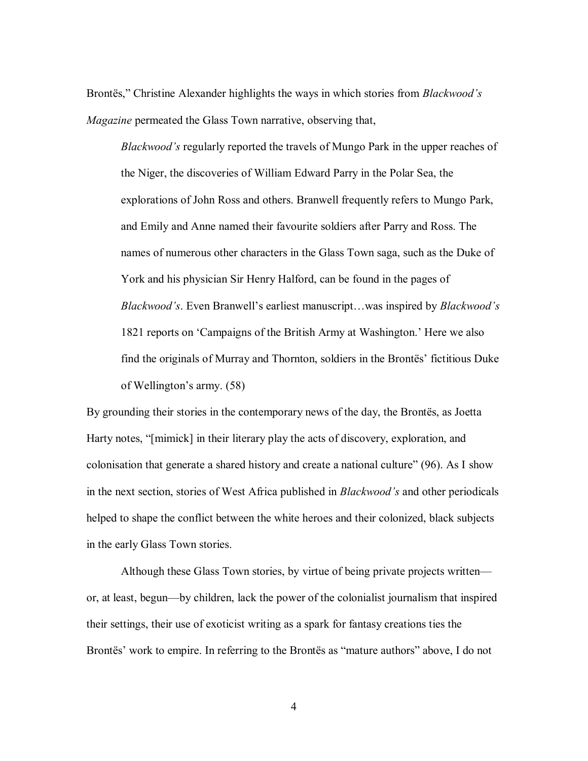Brontës," Christine Alexander highlights the ways in which stories from *Blackwood's Magazine* permeated the Glass Town narrative, observing that,

> *Blackwood's* regularly reported the travels of Mungo Park in the upper reaches of the Niger, the discoveries of William Edward Parry in the Polar Sea, the explorations of John Ross and others. Branwell frequently refers to Mungo Park, and Emily and Anne named their favourite soldiers after Parry and Ross. The names of numerous other characters in the Glass Town saga, such as the Duke of York and his physician Sir Henry Halford, can be found in the pages of *Blackwood's*. Even Branwell's earliest manuscript…was inspired by *Blackwood's* 1821 reports on 'Campaigns of the British Army at Washington.' Here we also find the originals of Murray and Thornton, soldiers in the Brontës' fictitious Duke of Wellington's army. (58)

By grounding their stories in the contemporary news of the day, the Brontës, as Joetta Harty notes, "[mimick] in their literary play the acts of discovery, exploration, and colonisation that generate a shared history and create a national culture" (96). As I show in the next section, stories of West Africa published in *Blackwood's* and other periodicals helped to shape the conflict between the white heroes and their colonized, black subjects in the early Glass Town stories.

Although these Glass Town stories, by virtue of being private projects written—or, at least, begun—by children, lack the power of the colonialist journalism that inspired their settings, their use of exoticist writing as a spark for fantasy creations ties the Brontës' work to empire. In referring to the Brontës as "mature authors" above, I do not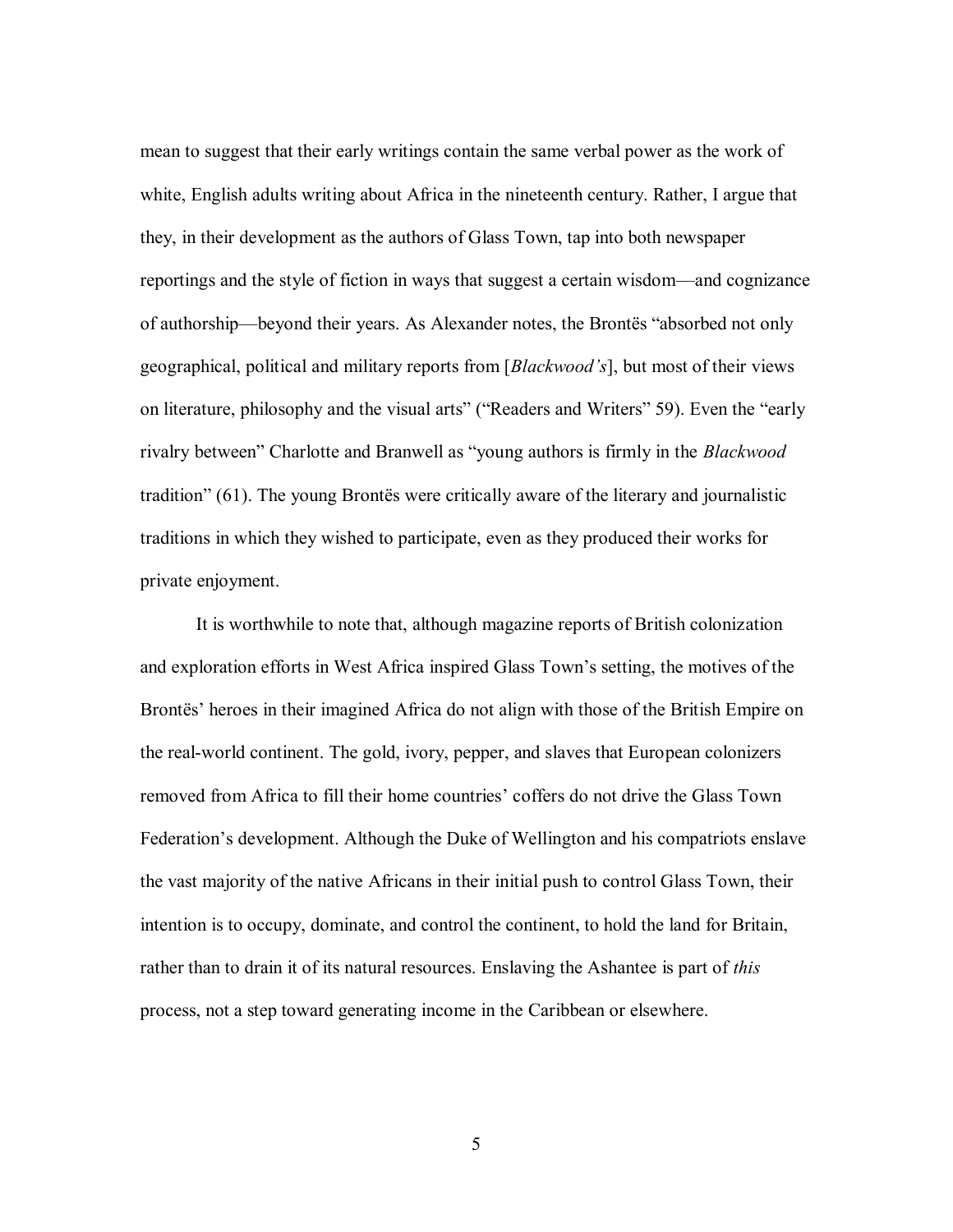mean to suggest that their early writings contain the same verbal power as the work of white, English adults writing about Africa in the nineteenth century. Rather, I argue that they, in their development as the authors of Glass Town, tap into both newspaper reportings and the style of fiction in ways that suggest a certain wisdom—and cognizance of authorship—beyond their years. As Alexander notes, the Brontës "absorbed not only geographical, political and military reports from [*Blackwood's*], but most of their views on literature, philosophy and the visual arts" ("Readers and Writers" 59). Even the "early rivalry between" Charlotte and Branwell as "young authors is firmly in the *Blackwood* tradition" (61). The young Brontës were critically aware of the literary and journalistic traditions in which they wished to participate, even as they produced their works for private enjoyment.

It is worthwhile to note that, although magazine reports of British colonization and exploration efforts in West Africa inspired Glass Town's setting, the motives of the Brontës' heroes in their imagined Africa do not align with those of the British Empire on the real-world continent. The gold, ivory, pepper, and slaves that European colonizers removed from Africa to fill their home countries' coffers do not drive the Glass Town Federation's development. Although the Duke of Wellington and his compatriots enslave the vast majority of the native Africans in their initial push to control Glass Town, their intention is to occupy, dominate, and control the continent, to hold the land for Britain, rather than to drain it of its natural resources. Enslaving the Ashantee is part of *this* process, not a step toward generating income in the Caribbean or elsewhere.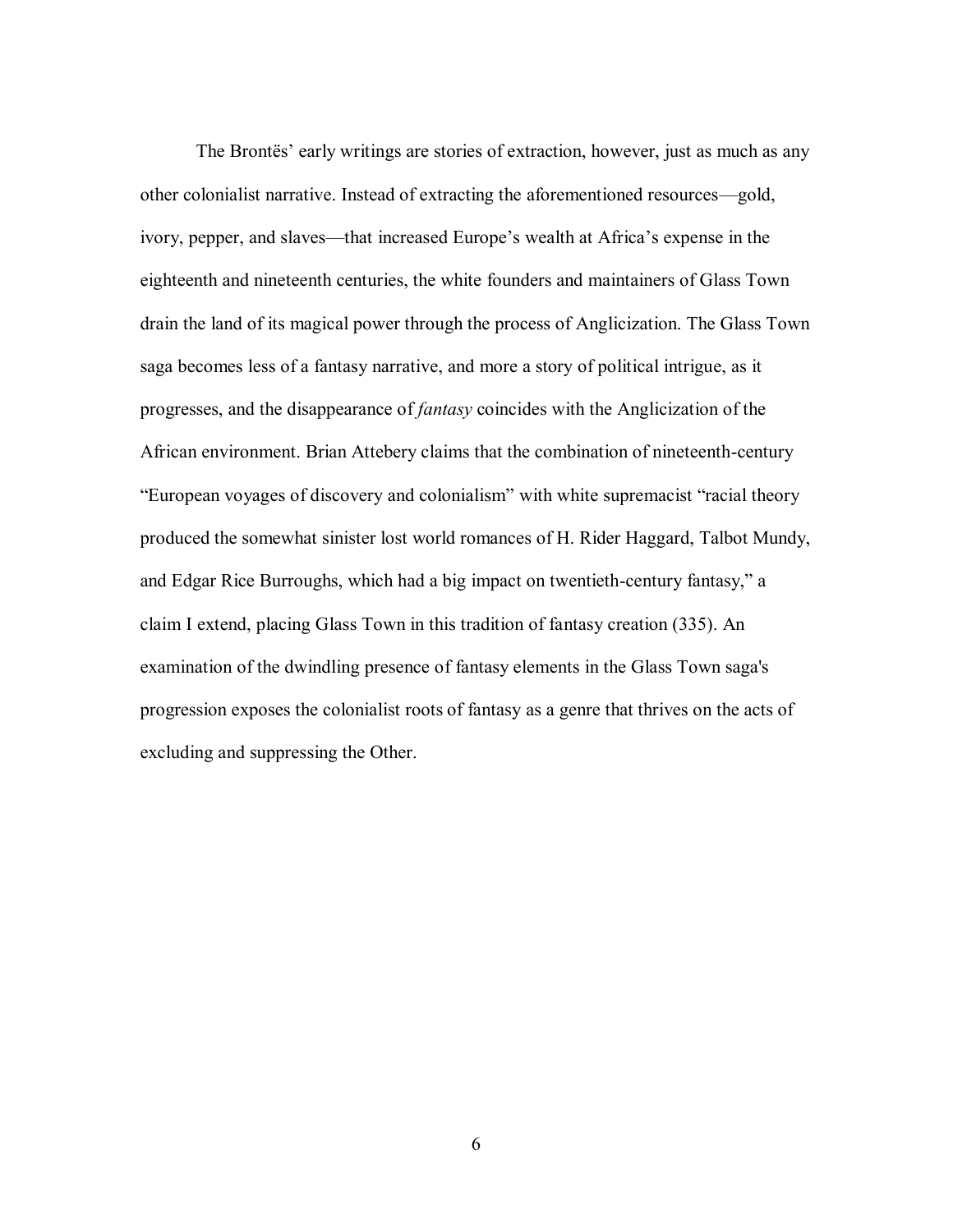The Brontës' early writings are stories of extraction, however, just as much as any other colonialist narrative. Instead of extracting the aforementioned resources—gold, ivory, pepper, and slaves—that increased Europe's wealth at Africa's expense in the eighteenth and nineteenth centuries, the white founders and maintainers of Glass Town drain the land of its magical power through the process of Anglicization. The Glass Town saga becomes less of a fantasy narrative, and more a story of political intrigue, as it progresses, and the disappearance of *fantasy* coincides with the Anglicization of the African environment. Brian Attebery claims that the combination of nineteenth-century "European voyages of discovery and colonialism" with white supremacist "racial theory produced the somewhat sinister lost world romances of H. Rider Haggard, Talbot Mundy, and Edgar Rice Burroughs, which had a big impact on twentieth-century fantasy," a claim I extend, placing Glass Town in this tradition of fantasy creation (335). An examination of the dwindling presence of fantasy elements in the Glass Town saga's progression exposes the colonialist roots of fantasy as a genre that thrives on the acts of excluding and suppressing the Other.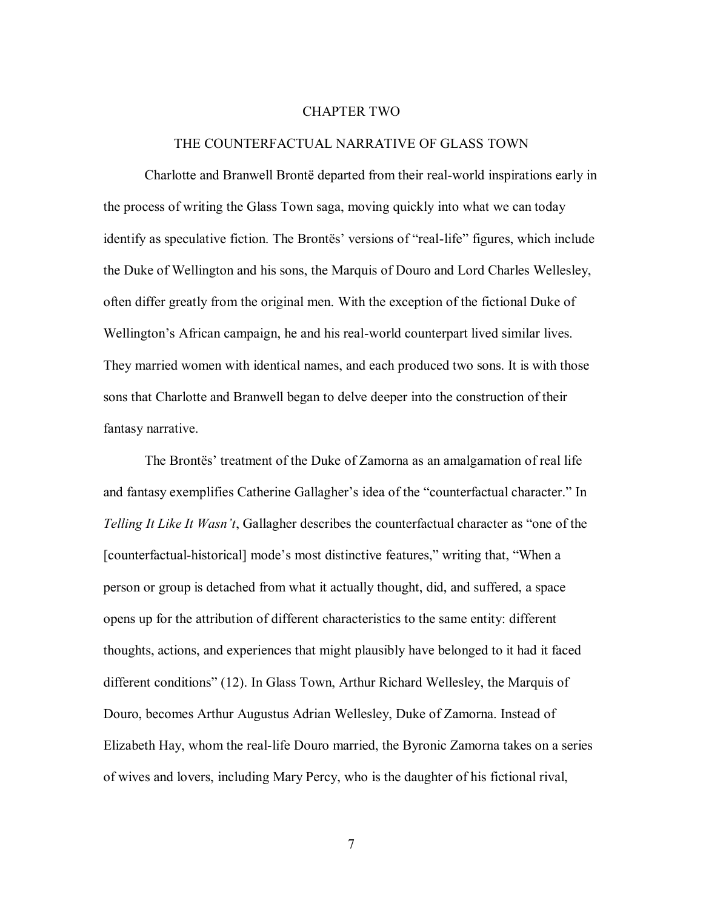# CHAPTER TWO

## THE COUNTERFACTUAL NARRATIVE OF GLASS TOWN

Charlotte and Branwell Brontë departed from their real-world inspirations early in the process of writing the Glass Town saga, moving quickly into what we can today identify as speculative fiction. The Brontës' versions of "real-life" figures, which include the Duke of Wellington and his sons, the Marquis of Douro and Lord Charles Wellesley, often differ greatly from the original men. With the exception of the fictional Duke of Wellington's African campaign, he and his real-world counterpart lived similar lives. They married women with identical names, and each produced two sons. It is with those sons that Charlotte and Branwell began to delve deeper into the construction of their fantasy narrative.

The Brontës' treatment of the Duke of Zamorna as an amalgamation of real life and fantasy exemplifies Catherine Gallagher's idea of the "counterfactual character." In *Telling It Like It Wasn't*, Gallagher describes the counterfactual character as "one of the [counterfactual-historical] mode's most distinctive features," writing that, "When a person or group is detached from what it actually thought, did, and suffered, a space opens up for the attribution of different characteristics to the same entity: different thoughts, actions, and experiences that might plausibly have belonged to it had it faced different conditions" (12). In Glass Town, Arthur Richard Wellesley, the Marquis of Douro, becomes Arthur Augustus Adrian Wellesley, Duke of Zamorna. Instead of Elizabeth Hay, whom the real-life Douro married, the Byronic Zamorna takes on a series of wives and lovers, including Mary Percy, who is the daughter of his fictional rival,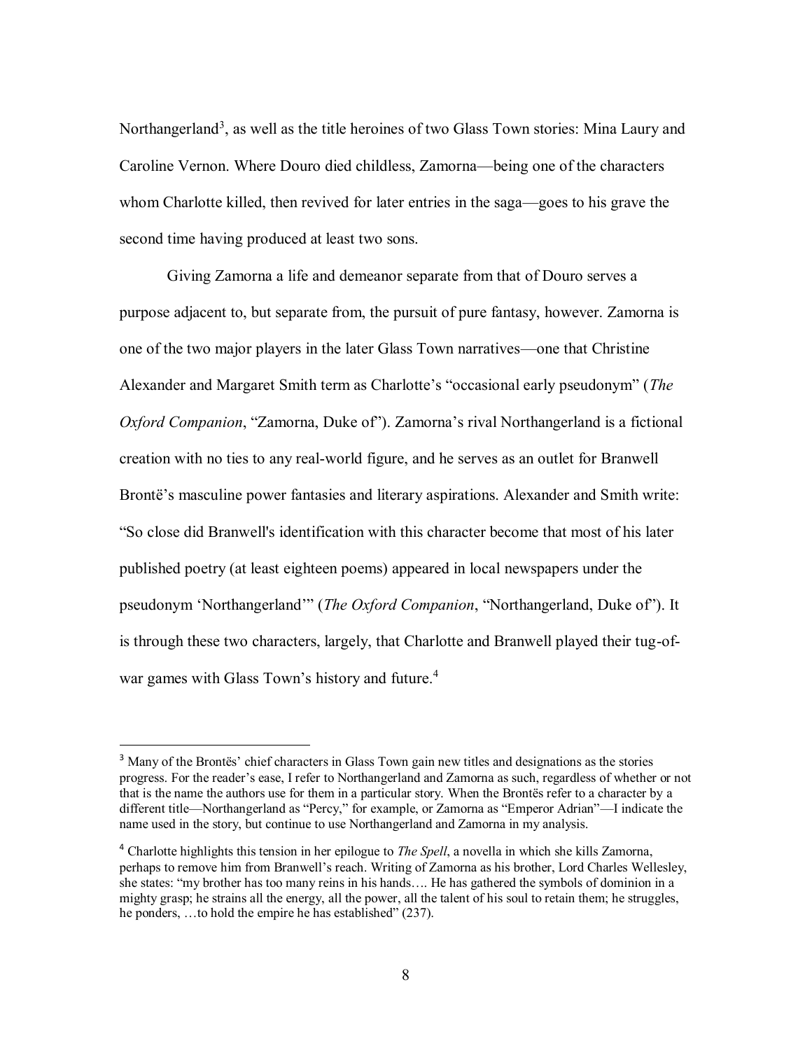Northangerland[3], as well as the title heroines of two Glass Town stories: Mina Laury and Caroline Vernon. Where Douro died childless, Zamorna—being one of the characters whom Charlotte killed, then revived for later entries in the saga—goes to his grave the second time having produced at least two sons.

Giving Zamorna a life and demeanor separate from that of Douro serves a purpose adjacent to, but separate from, the pursuit of pure fantasy, however. Zamorna is one of the two major players in the later Glass Town narratives—one that Christine Alexander and Margaret Smith term as Charlotte's "occasional early pseudonym" (*The Oxford Companion*, "Zamorna, Duke of"). Zamorna's rival Northangerland is a fictional creation with no ties to any real-world figure, and he serves as an outlet for Branwell Brontë's masculine power fantasies and literary aspirations. Alexander and Smith write: "So close did Branwell's identification with this character become that most of his later published poetry (at least eighteen poems) appeared in local newspapers under the pseudonym 'Northangerland'" (*The Oxford Companion*, "Northangerland, Duke of"). It is through these two characters, largely, that Charlotte and Branwell played their tug-of-war games with Glass Town's history and future.[4]

---

[3] Many of the Brontës' chief characters in Glass Town gain new titles and designations as the stories progress. For the reader's ease, I refer to Northangerland and Zamorna as such, regardless of whether or not that is the name the authors use for them in a particular story. When the Brontës refer to a character by a different title—Northangerland as "Percy," for example, or Zamorna as "Emperor Adrian"—I indicate the name used in the story, but continue to use Northangerland and Zamorna in my analysis.

[4] Charlotte highlights this tension in her epilogue to *The Spell*, a novella in which she kills Zamorna, perhaps to remove him from Branwell's reach. Writing of Zamorna as his brother, Lord Charles Wellesley, she states: "my brother has too many reins in his hands…. He has gathered the symbols of dominion in a mighty grasp; he strains all the energy, all the power, all the talent of his soul to retain them; he struggles, he ponders, …to hold the empire he has established" (237).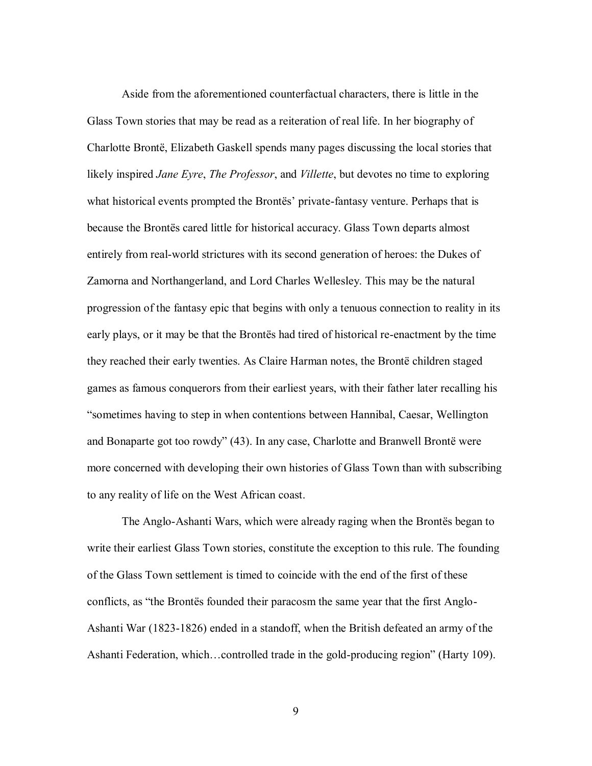Aside from the aforementioned counterfactual characters, there is little in the Glass Town stories that may be read as a reiteration of real life. In her biography of Charlotte Brontë, Elizabeth Gaskell spends many pages discussing the local stories that likely inspired *Jane Eyre*, *The Professor*, and *Villette*, but devotes no time to exploring what historical events prompted the Brontës' private-fantasy venture. Perhaps that is because the Brontës cared little for historical accuracy. Glass Town departs almost entirely from real-world strictures with its second generation of heroes: the Dukes of Zamorna and Northangerland, and Lord Charles Wellesley. This may be the natural progression of the fantasy epic that begins with only a tenuous connection to reality in its early plays, or it may be that the Brontës had tired of historical re-enactment by the time they reached their early twenties. As Claire Harman notes, the Brontë children staged games as famous conquerors from their earliest years, with their father later recalling his "sometimes having to step in when contentions between Hannibal, Caesar, Wellington and Bonaparte got too rowdy" (43). In any case, Charlotte and Branwell Brontë were more concerned with developing their own histories of Glass Town than with subscribing to any reality of life on the West African coast.

The Anglo-Ashanti Wars, which were already raging when the Brontës began to write their earliest Glass Town stories, constitute the exception to this rule. The founding of the Glass Town settlement is timed to coincide with the end of the first of these conflicts, as "the Brontës founded their paracosm the same year that the first Anglo-Ashanti War (1823-1826) ended in a standoff, when the British defeated an army of the Ashanti Federation, which…controlled trade in the gold-producing region" (Harty 109).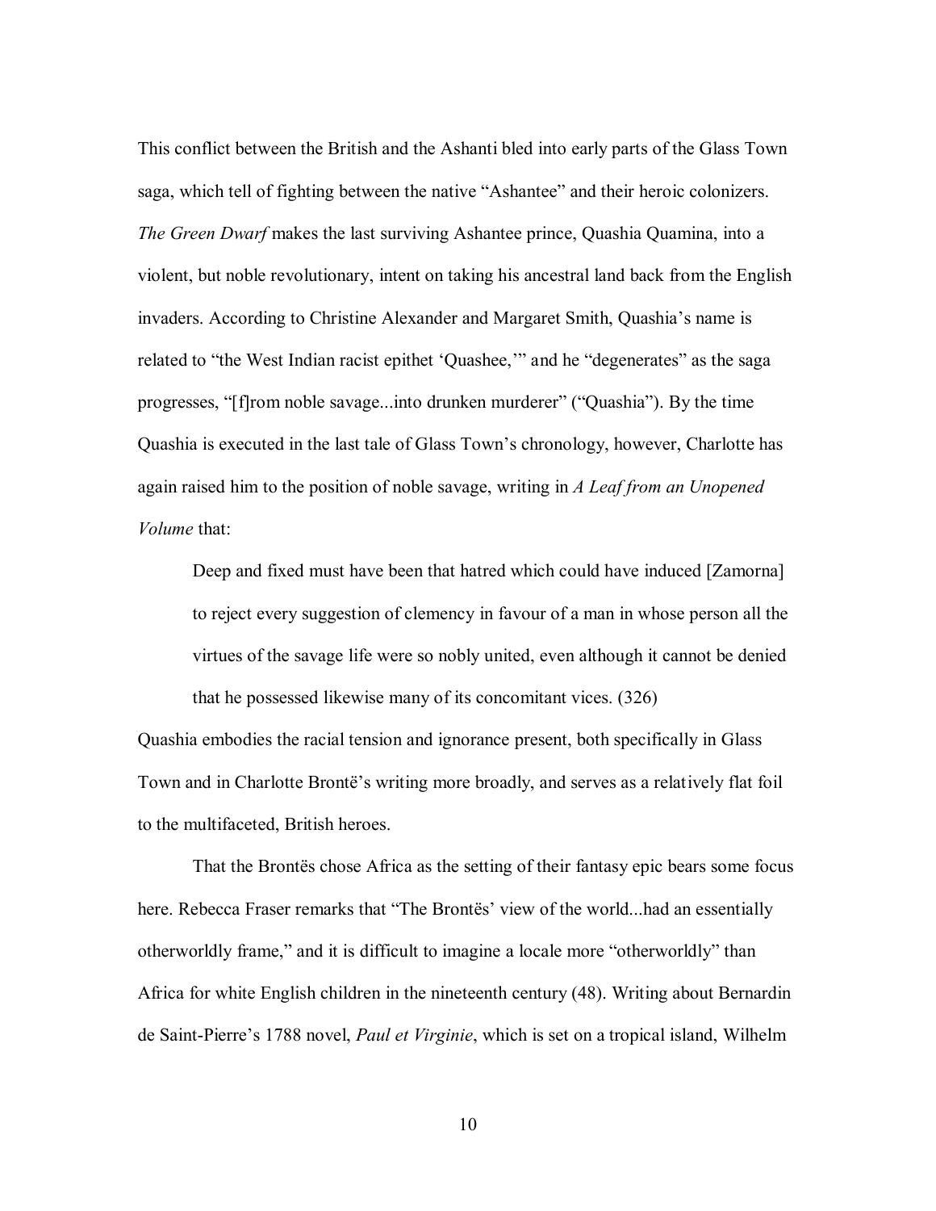This conflict between the British and the Ashanti bled into early parts of the Glass Town saga, which tell of fighting between the native "Ashantee" and their heroic colonizers. *The Green Dwarf* makes the last surviving Ashantee prince, Quashia Quamina, into a violent, but noble revolutionary, intent on taking his ancestral land back from the English invaders. According to Christine Alexander and Margaret Smith, Quashia's name is related to "the West Indian racist epithet 'Quashee,'" and he "degenerates" as the saga progresses, "[f]rom noble savage...into drunken murderer" ("Quashia"). By the time Quashia is executed in the last tale of Glass Town's chronology, however, Charlotte has again raised him to the position of noble savage, writing in *A Leaf from an Unopened Volume* that:

> Deep and fixed must have been that hatred which could have induced [Zamorna] to reject every suggestion of clemency in favour of a man in whose person all the virtues of the savage life were so nobly united, even although it cannot be denied that he possessed likewise many of its concomitant vices. (326)

Quashia embodies the racial tension and ignorance present, both specifically in Glass Town and in Charlotte Brontë's writing more broadly, and serves as a relatively flat foil to the multifaceted, British heroes.

That the Brontës chose Africa as the setting of their fantasy epic bears some focus here. Rebecca Fraser remarks that "The Brontës' view of the world...had an essentially otherworldly frame," and it is difficult to imagine a locale more "otherworldly" than Africa for white English children in the nineteenth century (48). Writing about Bernardin de Saint-Pierre's 1788 novel, *Paul et Virginie*, which is set on a tropical island, Wilhelm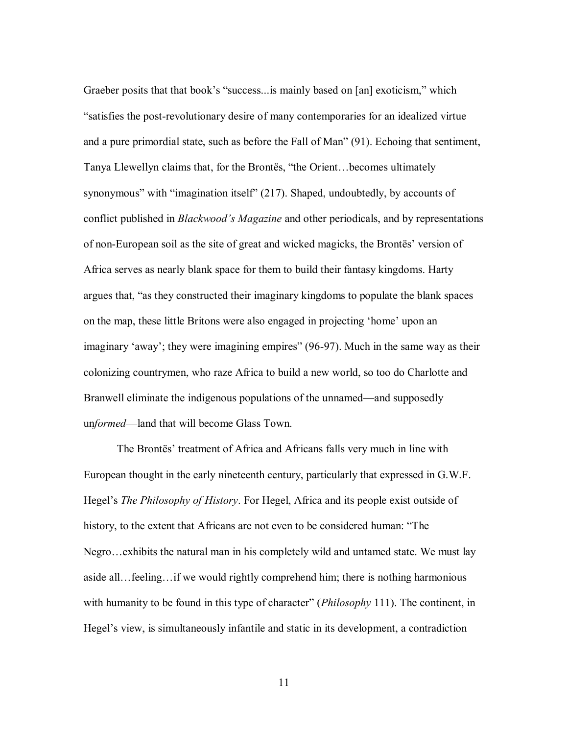Graeber posits that that book's "success...is mainly based on [an] exoticism," which "satisfies the post-revolutionary desire of many contemporaries for an idealized virtue and a pure primordial state, such as before the Fall of Man" (91). Echoing that sentiment, Tanya Llewellyn claims that, for the Brontës, "the Orient…becomes ultimately synonymous" with "imagination itself" (217). Shaped, undoubtedly, by accounts of conflict published in *Blackwood's Magazine* and other periodicals, and by representations of non-European soil as the site of great and wicked magicks, the Brontës' version of Africa serves as nearly blank space for them to build their fantasy kingdoms. Harty argues that, "as they constructed their imaginary kingdoms to populate the blank spaces on the map, these little Britons were also engaged in projecting 'home' upon an imaginary 'away'; they were imagining empires" (96-97). Much in the same way as their colonizing countrymen, who raze Africa to build a new world, so too do Charlotte and Branwell eliminate the indigenous populations of the unnamed—and supposedly un*formed*—land that will become Glass Town.

The Brontës' treatment of Africa and Africans falls very much in line with European thought in the early nineteenth century, particularly that expressed in G.W.F. Hegel's *The Philosophy of History*. For Hegel, Africa and its people exist outside of history, to the extent that Africans are not even to be considered human: "The Negro…exhibits the natural man in his completely wild and untamed state. We must lay aside all…feeling…if we would rightly comprehend him; there is nothing harmonious with humanity to be found in this type of character" (*Philosophy* 111). The continent, in Hegel's view, is simultaneously infantile and static in its development, a contradiction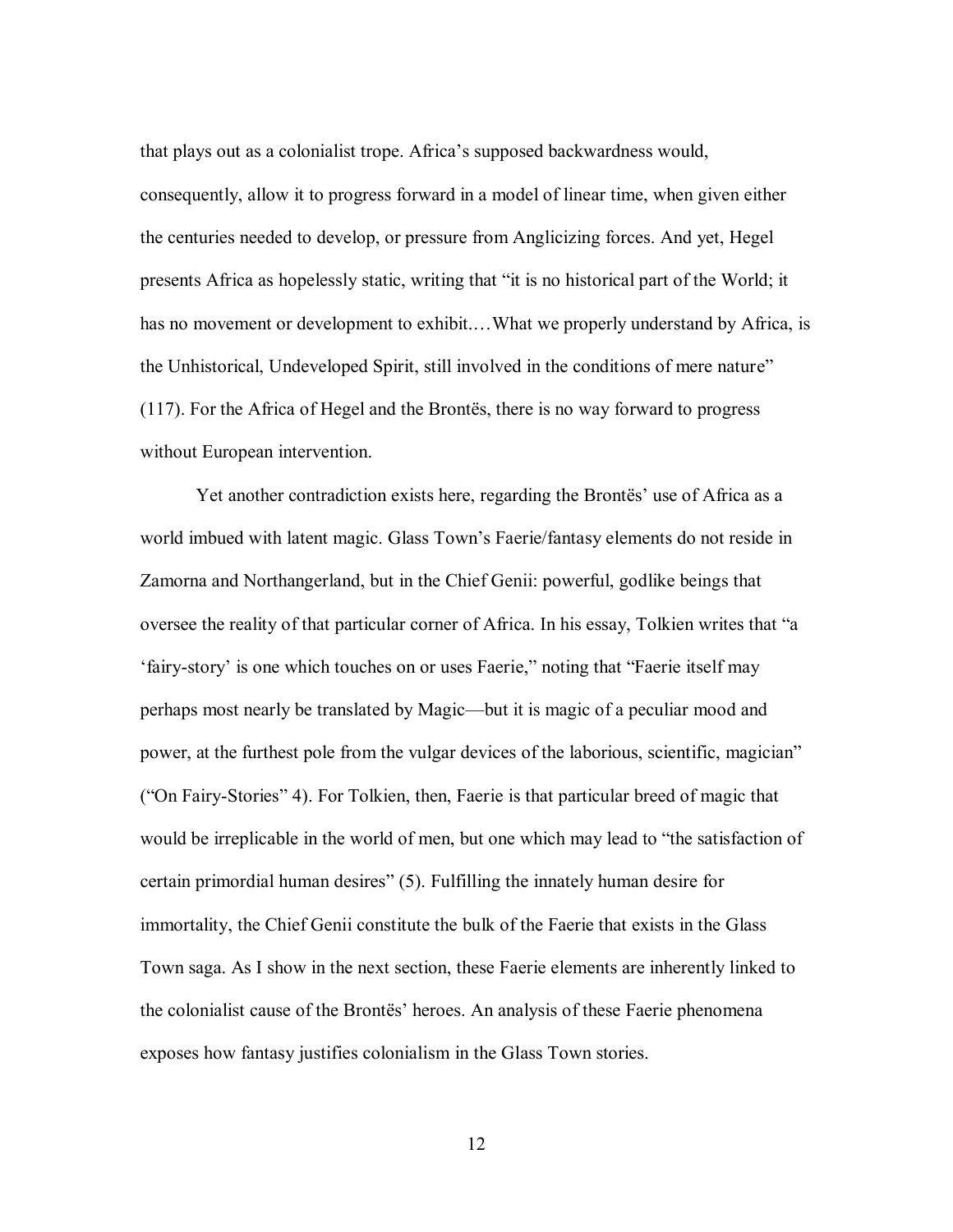that plays out as a colonialist trope. Africa's supposed backwardness would, consequently, allow it to progress forward in a model of linear time, when given either the centuries needed to develop, or pressure from Anglicizing forces. And yet, Hegel presents Africa as hopelessly static, writing that "it is no historical part of the World; it has no movement or development to exhibit.…What we properly understand by Africa, is the Unhistorical, Undeveloped Spirit, still involved in the conditions of mere nature" (117). For the Africa of Hegel and the Brontës, there is no way forward to progress without European intervention.

Yet another contradiction exists here, regarding the Brontës' use of Africa as a world imbued with latent magic. Glass Town's Faerie/fantasy elements do not reside in Zamorna and Northangerland, but in the Chief Genii: powerful, godlike beings that oversee the reality of that particular corner of Africa. In his essay, Tolkien writes that "a 'fairy-story' is one which touches on or uses Faerie," noting that "Faerie itself may perhaps most nearly be translated by Magic—but it is magic of a peculiar mood and power, at the furthest pole from the vulgar devices of the laborious, scientific, magician" ("On Fairy-Stories" 4). For Tolkien, then, Faerie is that particular breed of magic that would be irreplicable in the world of men, but one which may lead to "the satisfaction of certain primordial human desires" (5). Fulfilling the innately human desire for immortality, the Chief Genii constitute the bulk of the Faerie that exists in the Glass Town saga. As I show in the next section, these Faerie elements are inherently linked to the colonialist cause of the Brontës' heroes. An analysis of these Faerie phenomena exposes how fantasy justifies colonialism in the Glass Town stories.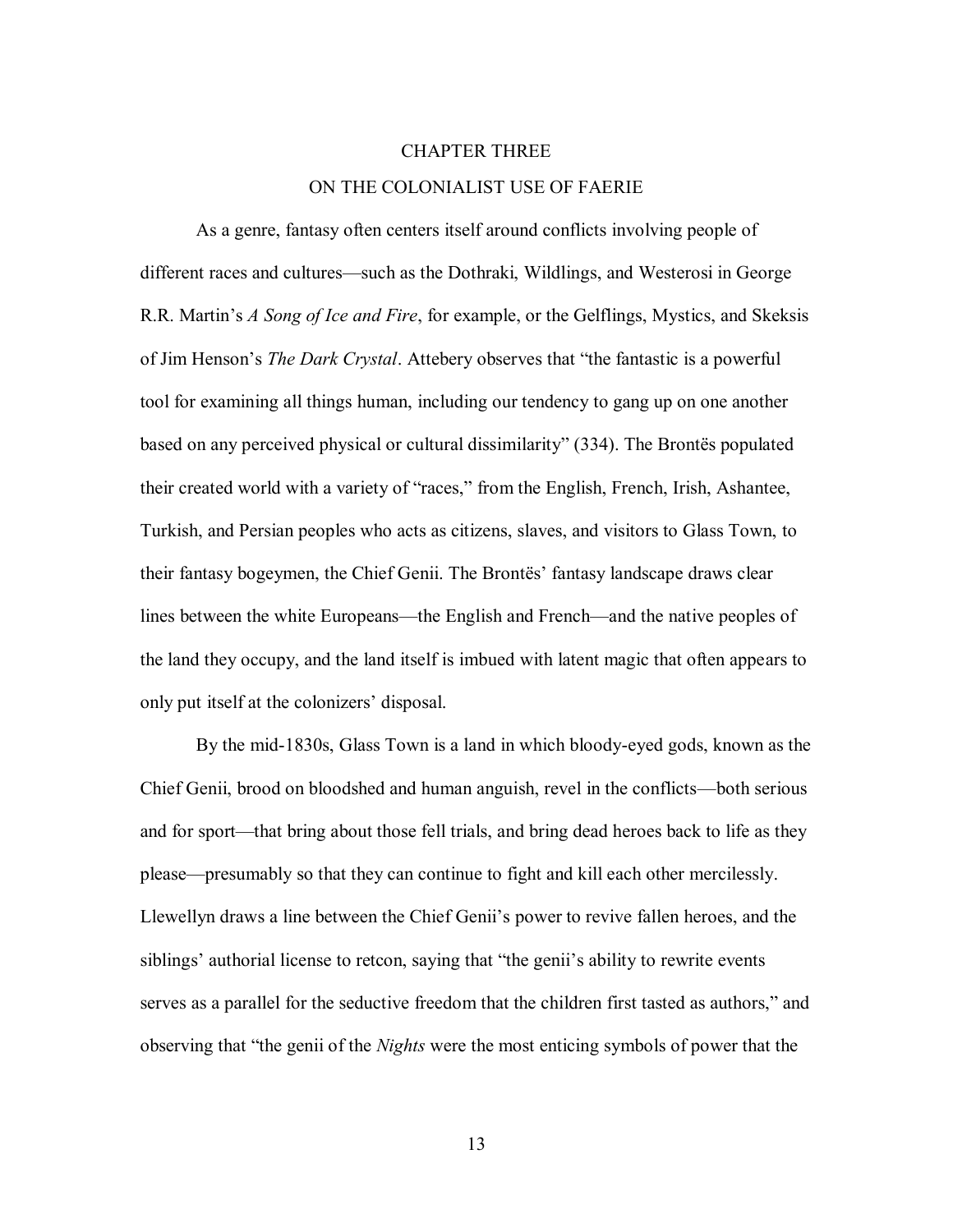# CHAPTER THREE

## ON THE COLONIALIST USE OF FAERIE

As a genre, fantasy often centers itself around conflicts involving people of different races and cultures—such as the Dothraki, Wildlings, and Westerosi in George R.R. Martin's *A Song of Ice and Fire*, for example, or the Gelflings, Mystics, and Skeksis of Jim Henson's *The Dark Crystal*. Attebery observes that "the fantastic is a powerful tool for examining all things human, including our tendency to gang up on one another based on any perceived physical or cultural dissimilarity" (334). The Brontës populated their created world with a variety of "races," from the English, French, Irish, Ashantee, Turkish, and Persian peoples who acts as citizens, slaves, and visitors to Glass Town, to their fantasy bogeymen, the Chief Genii. The Brontës' fantasy landscape draws clear lines between the white Europeans—the English and French—and the native peoples of the land they occupy, and the land itself is imbued with latent magic that often appears to only put itself at the colonizers' disposal.

By the mid-1830s, Glass Town is a land in which bloody-eyed gods, known as the Chief Genii, brood on bloodshed and human anguish, revel in the conflicts—both serious and for sport—that bring about those fell trials, and bring dead heroes back to life as they please—presumably so that they can continue to fight and kill each other mercilessly. Llewellyn draws a line between the Chief Genii's power to revive fallen heroes, and the siblings' authorial license to retcon, saying that "the genii's ability to rewrite events serves as a parallel for the seductive freedom that the children first tasted as authors," and observing that "the genii of the *Nights* were the most enticing symbols of power that the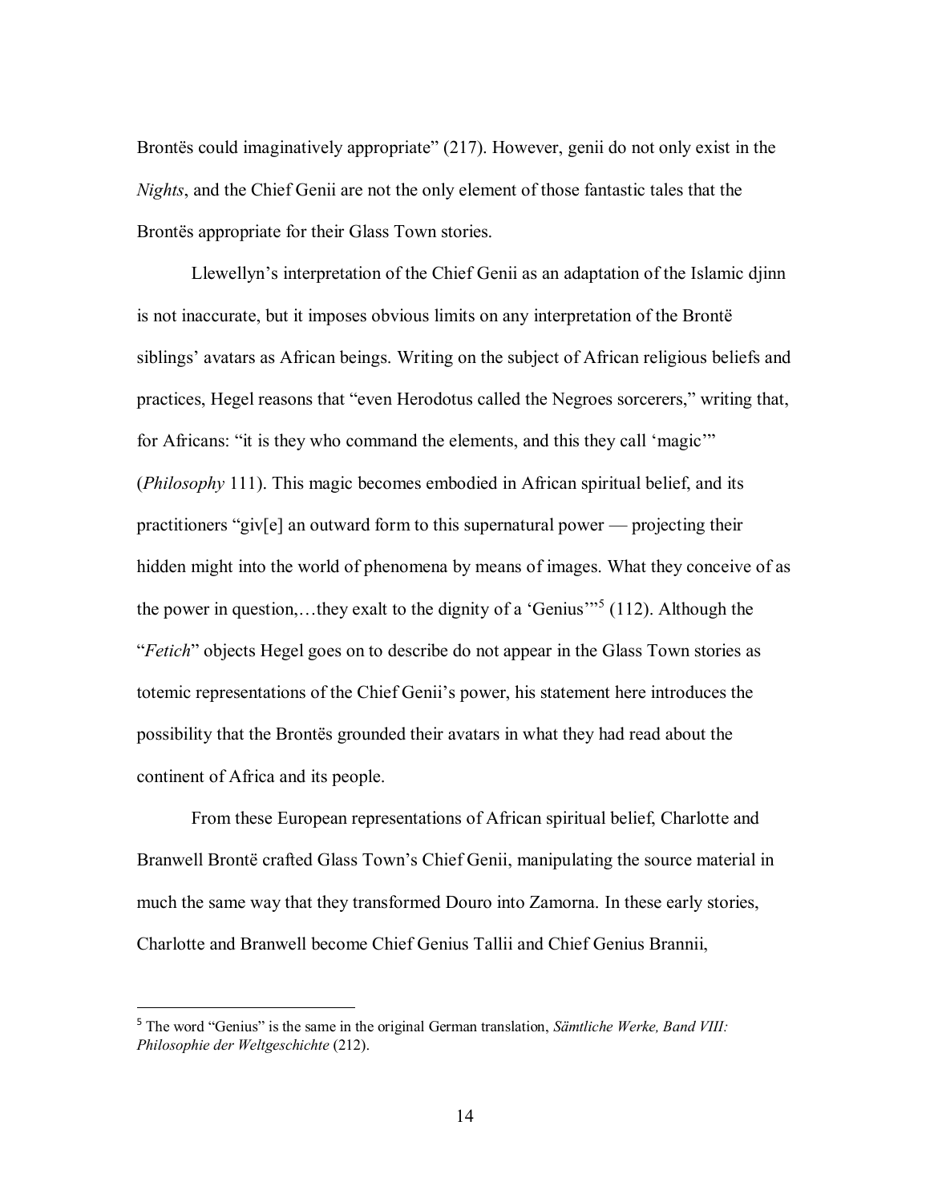Brontës could imaginatively appropriate" (217). However, genii do not only exist in the *Nights*, and the Chief Genii are not the only element of those fantastic tales that the Brontës appropriate for their Glass Town stories.

Llewellyn's interpretation of the Chief Genii as an adaptation of the Islamic djinn is not inaccurate, but it imposes obvious limits on any interpretation of the Brontë siblings' avatars as African beings. Writing on the subject of African religious beliefs and practices, Hegel reasons that "even Herodotus called the Negroes sorcerers," writing that, for Africans: "it is they who command the elements, and this they call 'magic'" (*Philosophy* 111). This magic becomes embodied in African spiritual belief, and its practitioners "giv[e] an outward form to this supernatural power — projecting their hidden might into the world of phenomena by means of images. What they conceive of as the power in question,…they exalt to the dignity of a 'Genius'"[5] (112). Although the "*Fetich*" objects Hegel goes on to describe do not appear in the Glass Town stories as totemic representations of the Chief Genii's power, his statement here introduces the possibility that the Brontës grounded their avatars in what they had read about the continent of Africa and its people.

From these European representations of African spiritual belief, Charlotte and Branwell Brontë crafted Glass Town's Chief Genii, manipulating the source material in much the same way that they transformed Douro into Zamorna. In these early stories, Charlotte and Branwell become Chief Genius Tallii and Chief Genius Brannii,

[5] The word "Genius" is the same in the original German translation, *Sämtliche Werke, Band VIII: Philosophie der Weltgeschichte* (212).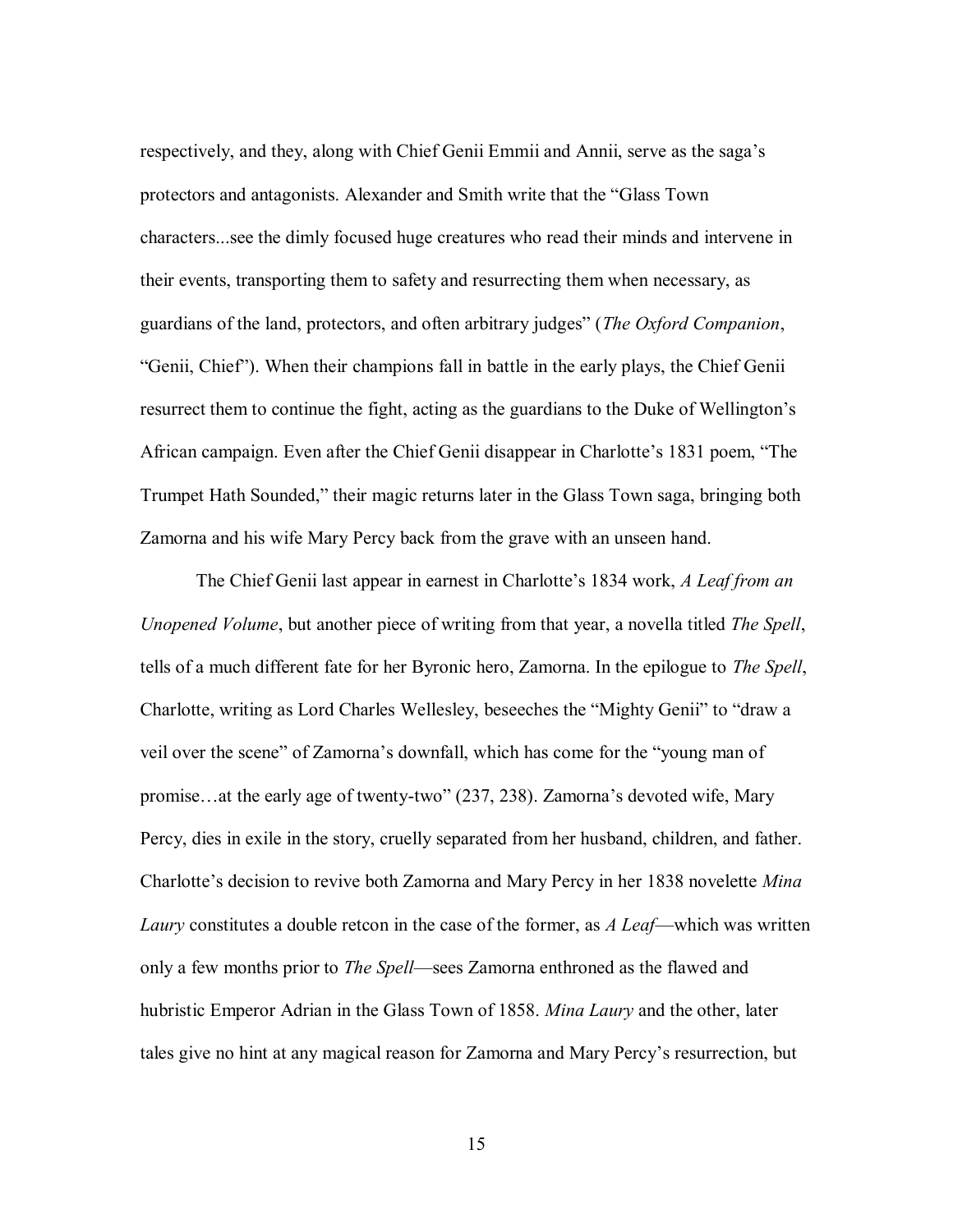respectively, and they, along with Chief Genii Emmii and Annii, serve as the saga's protectors and antagonists. Alexander and Smith write that the "Glass Town characters...see the dimly focused huge creatures who read their minds and intervene in their events, transporting them to safety and resurrecting them when necessary, as guardians of the land, protectors, and often arbitrary judges" (*The Oxford Companion*, "Genii, Chief"). When their champions fall in battle in the early plays, the Chief Genii resurrect them to continue the fight, acting as the guardians to the Duke of Wellington's African campaign. Even after the Chief Genii disappear in Charlotte's 1831 poem, "The Trumpet Hath Sounded," their magic returns later in the Glass Town saga, bringing both Zamorna and his wife Mary Percy back from the grave with an unseen hand.

The Chief Genii last appear in earnest in Charlotte's 1834 work, *A Leaf from an Unopened Volume*, but another piece of writing from that year, a novella titled *The Spell*, tells of a much different fate for her Byronic hero, Zamorna. In the epilogue to *The Spell*, Charlotte, writing as Lord Charles Wellesley, beseeches the "Mighty Genii" to "draw a veil over the scene" of Zamorna's downfall, which has come for the "young man of promise…at the early age of twenty-two" (237, 238). Zamorna's devoted wife, Mary Percy, dies in exile in the story, cruelly separated from her husband, children, and father. Charlotte's decision to revive both Zamorna and Mary Percy in her 1838 novelette *Mina Laury* constitutes a double retcon in the case of the former, as *A Leaf*—which was written only a few months prior to *The Spell*—sees Zamorna enthroned as the flawed and hubristic Emperor Adrian in the Glass Town of 1858. *Mina Laury* and the other, later tales give no hint at any magical reason for Zamorna and Mary Percy's resurrection, but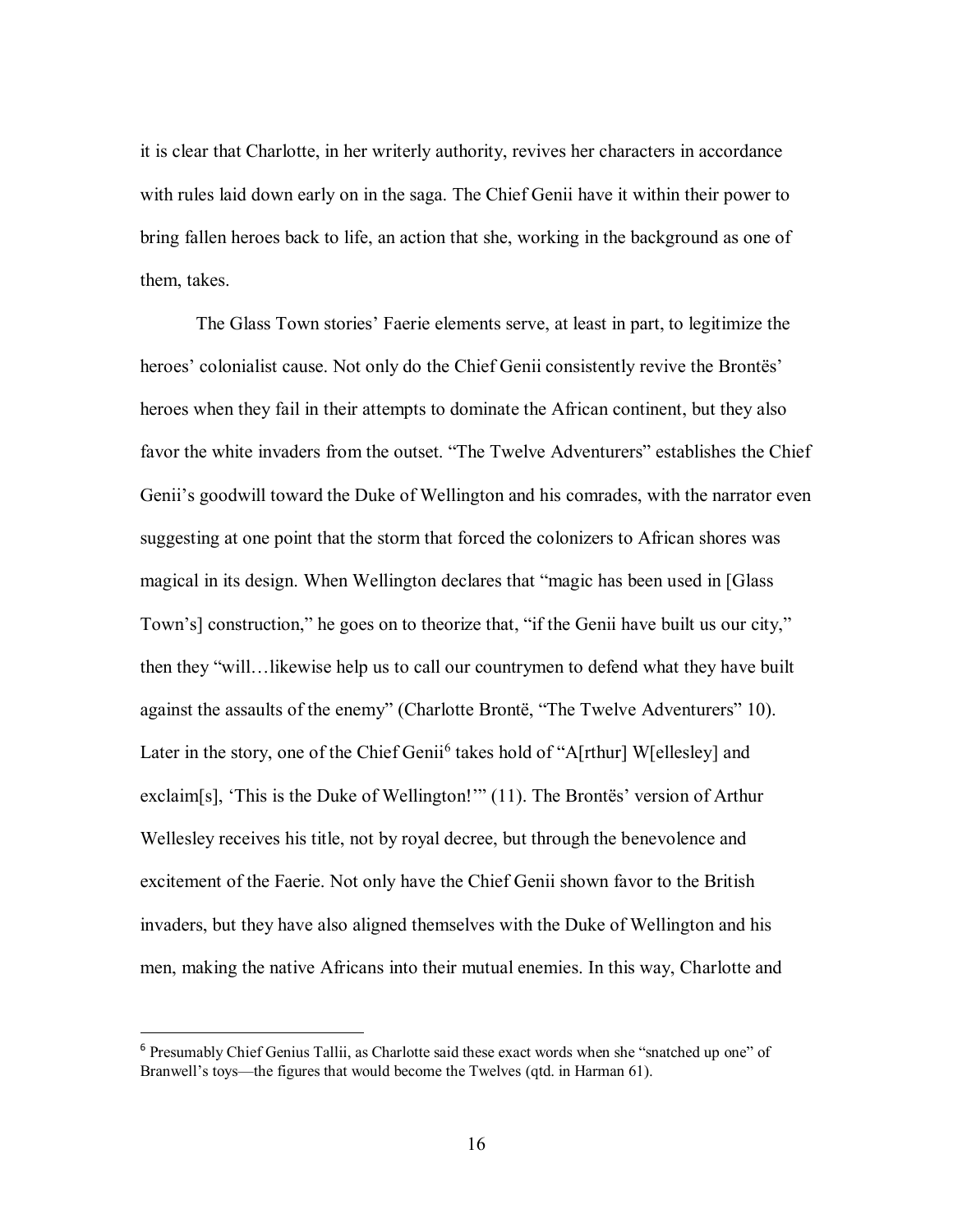it is clear that Charlotte, in her writerly authority, revives her characters in accordance with rules laid down early on in the saga. The Chief Genii have it within their power to bring fallen heroes back to life, an action that she, working in the background as one of them, takes.

The Glass Town stories' Faerie elements serve, at least in part, to legitimize the heroes' colonialist cause. Not only do the Chief Genii consistently revive the Brontës' heroes when they fail in their attempts to dominate the African continent, but they also favor the white invaders from the outset. "The Twelve Adventurers" establishes the Chief Genii's goodwill toward the Duke of Wellington and his comrades, with the narrator even suggesting at one point that the storm that forced the colonizers to African shores was magical in its design. When Wellington declares that "magic has been used in [Glass Town's] construction," he goes on to theorize that, "if the Genii have built us our city," then they "will…likewise help us to call our countrymen to defend what they have built against the assaults of the enemy" (Charlotte Brontë, "The Twelve Adventurers" 10). Later in the story, one of the Chief Genii[6] takes hold of "A[rthur] W[ellesley] and exclaim[s], 'This is the Duke of Wellington!'" (11). The Brontës' version of Arthur Wellesley receives his title, not by royal decree, but through the benevolence and excitement of the Faerie. Not only have the Chief Genii shown favor to the British invaders, but they have also aligned themselves with the Duke of Wellington and his men, making the native Africans into their mutual enemies. In this way, Charlotte and

[6] Presumably Chief Genius Tallii, as Charlotte said these exact words when she "snatched up one" of Branwell's toys—the figures that would become the Twelves (qtd. in Harman 61).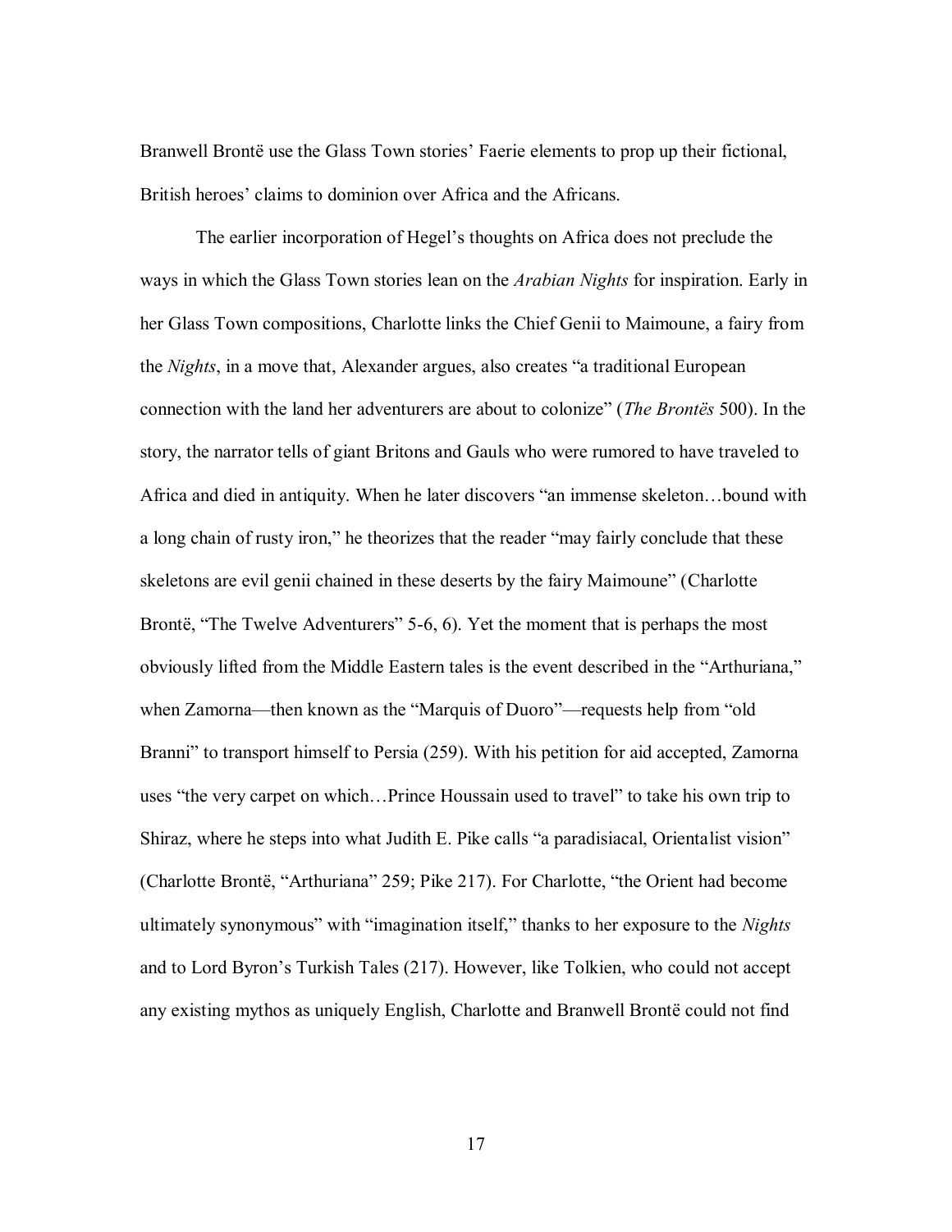Branwell Brontë use the Glass Town stories' Faerie elements to prop up their fictional, British heroes' claims to dominion over Africa and the Africans.

The earlier incorporation of Hegel's thoughts on Africa does not preclude the ways in which the Glass Town stories lean on the *Arabian Nights* for inspiration. Early in her Glass Town compositions, Charlotte links the Chief Genii to Maimoune, a fairy from the *Nights*, in a move that, Alexander argues, also creates "a traditional European connection with the land her adventurers are about to colonize" (*The Brontës* 500). In the story, the narrator tells of giant Britons and Gauls who were rumored to have traveled to Africa and died in antiquity. When he later discovers "an immense skeleton…bound with a long chain of rusty iron," he theorizes that the reader "may fairly conclude that these skeletons are evil genii chained in these deserts by the fairy Maimoune" (Charlotte Brontë, "The Twelve Adventurers" 5-6, 6). Yet the moment that is perhaps the most obviously lifted from the Middle Eastern tales is the event described in the "Arthuriana," when Zamorna—then known as the "Marquis of Duoro"—requests help from "old Branni" to transport himself to Persia (259). With his petition for aid accepted, Zamorna uses "the very carpet on which…Prince Houssain used to travel" to take his own trip to Shiraz, where he steps into what Judith E. Pike calls "a paradisiacal, Orientalist vision" (Charlotte Brontë, "Arthuriana" 259; Pike 217). For Charlotte, "the Orient had become ultimately synonymous" with "imagination itself," thanks to her exposure to the *Nights* and to Lord Byron's Turkish Tales (217). However, like Tolkien, who could not accept any existing mythos as uniquely English, Charlotte and Branwell Brontë could not find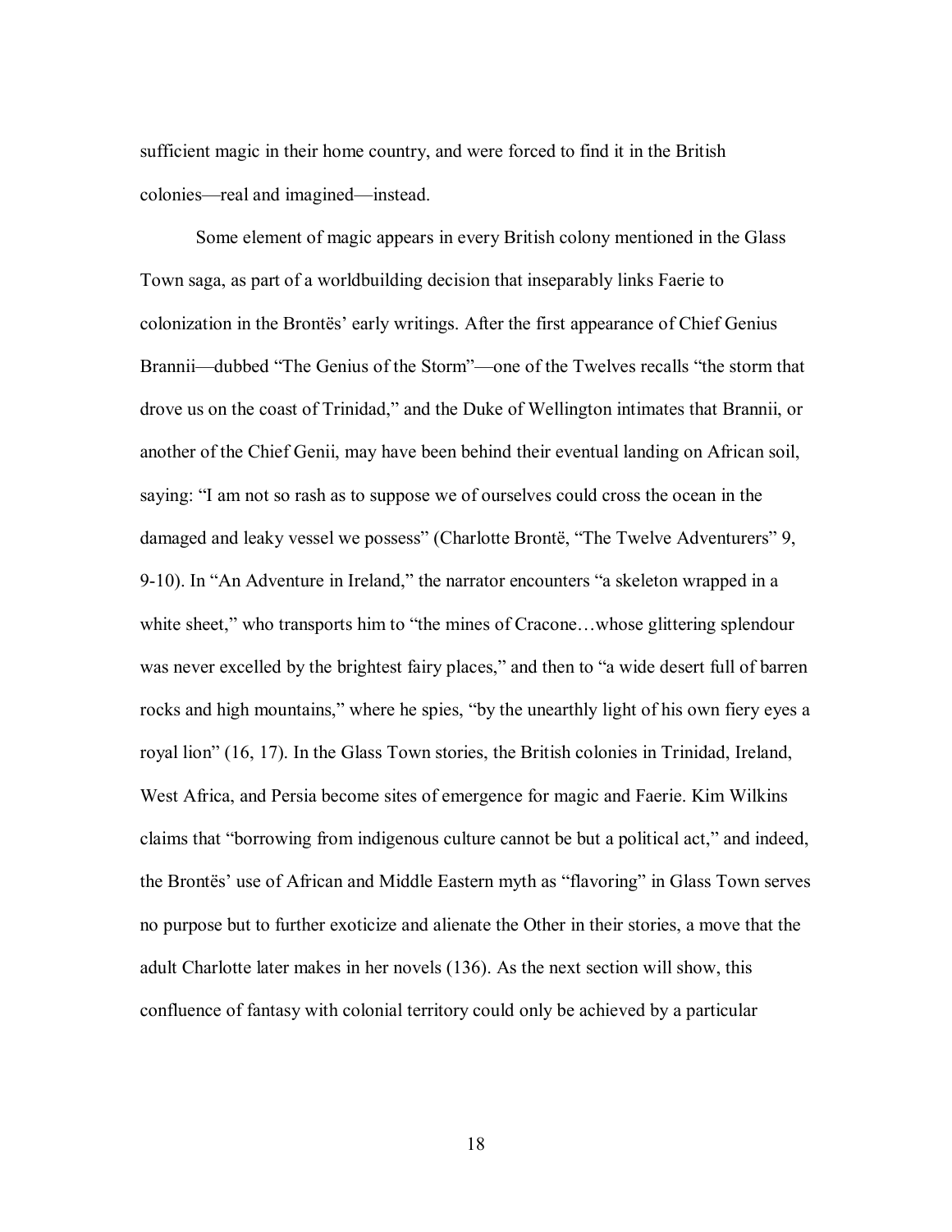sufficient magic in their home country, and were forced to find it in the British colonies—real and imagined—instead.

Some element of magic appears in every British colony mentioned in the Glass Town saga, as part of a worldbuilding decision that inseparably links Faerie to colonization in the Brontës' early writings. After the first appearance of Chief Genius Brannii—dubbed "The Genius of the Storm"—one of the Twelves recalls "the storm that drove us on the coast of Trinidad," and the Duke of Wellington intimates that Brannii, or another of the Chief Genii, may have been behind their eventual landing on African soil, saying: "I am not so rash as to suppose we of ourselves could cross the ocean in the damaged and leaky vessel we possess" (Charlotte Brontë, "The Twelve Adventurers" 9, 9-10). In "An Adventure in Ireland," the narrator encounters "a skeleton wrapped in a white sheet," who transports him to "the mines of Cracone…whose glittering splendour was never excelled by the brightest fairy places," and then to "a wide desert full of barren rocks and high mountains," where he spies, "by the unearthly light of his own fiery eyes a royal lion" (16, 17). In the Glass Town stories, the British colonies in Trinidad, Ireland, West Africa, and Persia become sites of emergence for magic and Faerie. Kim Wilkins claims that "borrowing from indigenous culture cannot be but a political act," and indeed, the Brontës' use of African and Middle Eastern myth as "flavoring" in Glass Town serves no purpose but to further exoticize and alienate the Other in their stories, a move that the adult Charlotte later makes in her novels (136). As the next section will show, this confluence of fantasy with colonial territory could only be achieved by a particular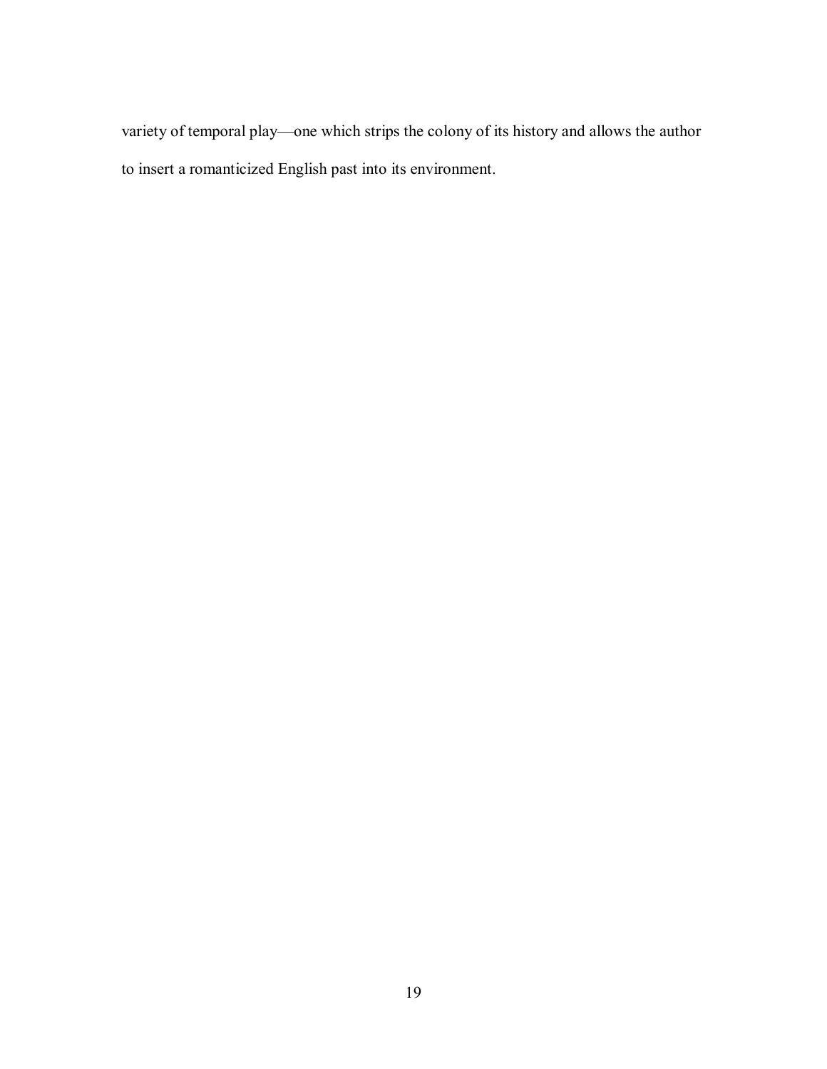variety of temporal play—one which strips the colony of its history and allows the author to insert a romanticized English past into its environment.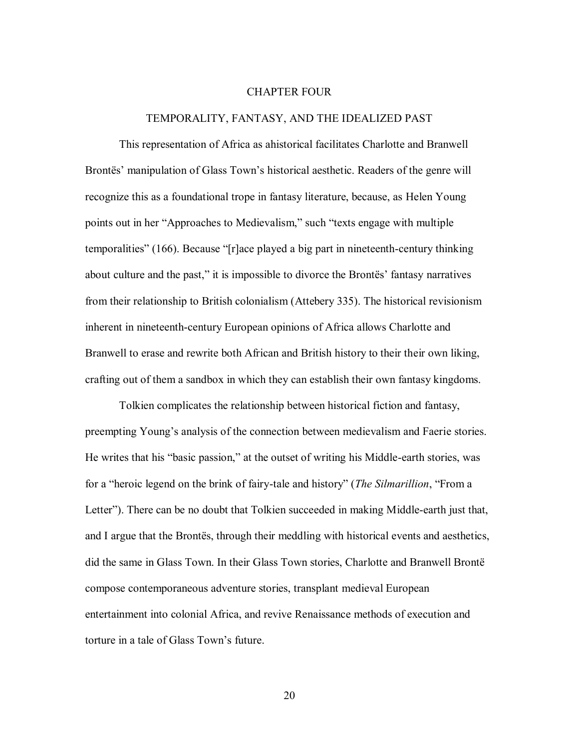# CHAPTER FOUR

## TEMPORALITY, FANTASY, AND THE IDEALIZED PAST

This representation of Africa as ahistorical facilitates Charlotte and Branwell Brontës' manipulation of Glass Town's historical aesthetic. Readers of the genre will recognize this as a foundational trope in fantasy literature, because, as Helen Young points out in her "Approaches to Medievalism," such "texts engage with multiple temporalities" (166). Because "[r]ace played a big part in nineteenth-century thinking about culture and the past," it is impossible to divorce the Brontës' fantasy narratives from their relationship to British colonialism (Attebery 335). The historical revisionism inherent in nineteenth-century European opinions of Africa allows Charlotte and Branwell to erase and rewrite both African and British history to their their own liking, crafting out of them a sandbox in which they can establish their own fantasy kingdoms.

Tolkien complicates the relationship between historical fiction and fantasy, preempting Young's analysis of the connection between medievalism and Faerie stories. He writes that his "basic passion," at the outset of writing his Middle-earth stories, was for a "heroic legend on the brink of fairy-tale and history" (*The Silmarillion*, "From a Letter"). There can be no doubt that Tolkien succeeded in making Middle-earth just that, and I argue that the Brontës, through their meddling with historical events and aesthetics, did the same in Glass Town. In their Glass Town stories, Charlotte and Branwell Brontë compose contemporaneous adventure stories, transplant medieval European entertainment into colonial Africa, and revive Renaissance methods of execution and torture in a tale of Glass Town's future.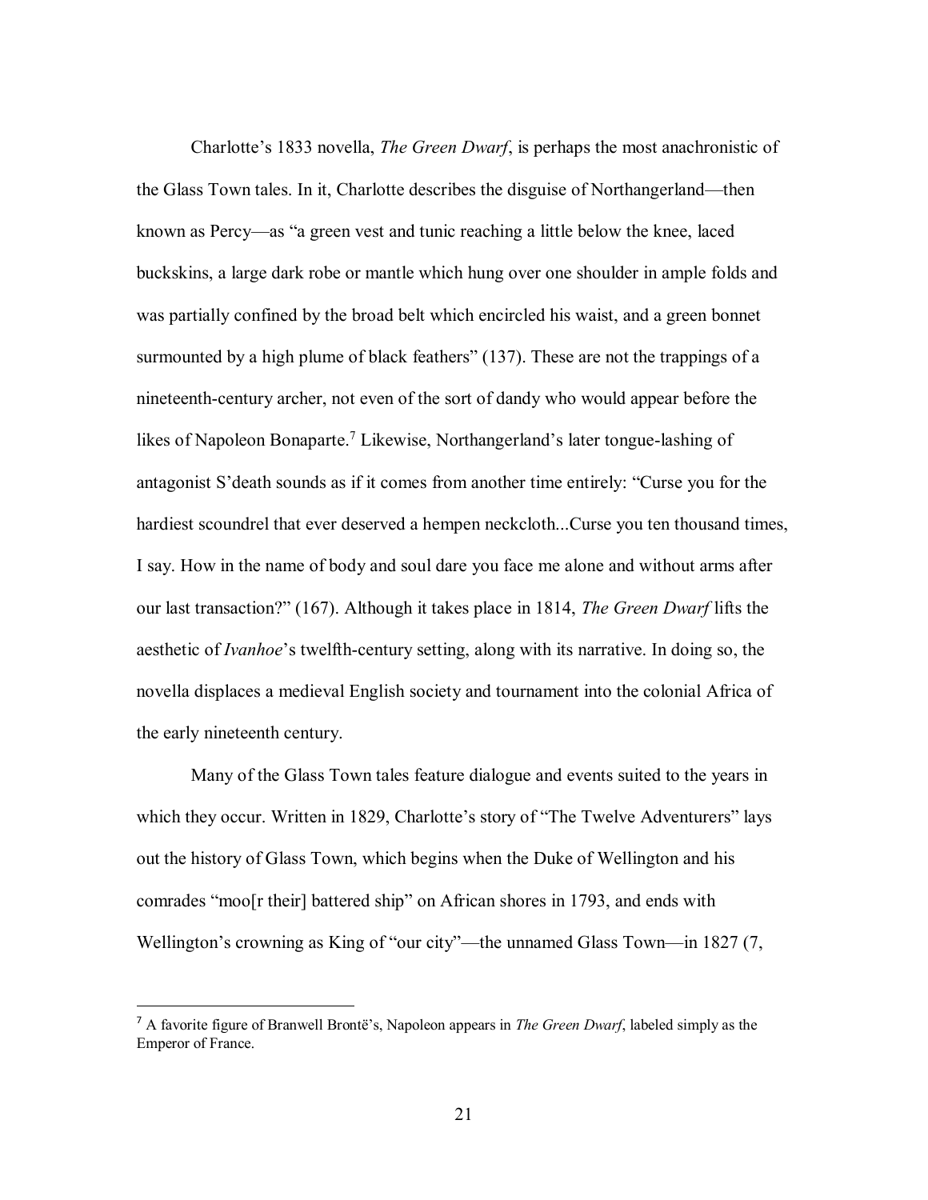Charlotte's 1833 novella, *The Green Dwarf*, is perhaps the most anachronistic of the Glass Town tales. In it, Charlotte describes the disguise of Northangerland—then known as Percy—as "a green vest and tunic reaching a little below the knee, laced buckskins, a large dark robe or mantle which hung over one shoulder in ample folds and was partially confined by the broad belt which encircled his waist, and a green bonnet surmounted by a high plume of black feathers" (137). These are not the trappings of a nineteenth-century archer, not even of the sort of dandy who would appear before the likes of Napoleon Bonaparte.[7] Likewise, Northangerland's later tongue-lashing of antagonist S'death sounds as if it comes from another time entirely: "Curse you for the hardiest scoundrel that ever deserved a hempen neckcloth...Curse you ten thousand times, I say. How in the name of body and soul dare you face me alone and without arms after our last transaction?" (167). Although it takes place in 1814, *The Green Dwarf* lifts the aesthetic of *Ivanhoe*'s twelfth-century setting, along with its narrative. In doing so, the novella displaces a medieval English society and tournament into the colonial Africa of the early nineteenth century.

Many of the Glass Town tales feature dialogue and events suited to the years in which they occur. Written in 1829, Charlotte's story of "The Twelve Adventurers" lays out the history of Glass Town, which begins when the Duke of Wellington and his comrades "moo[r their] battered ship" on African shores in 1793, and ends with Wellington's crowning as King of "our city"—the unnamed Glass Town—in 1827 (7,

---

[7] A favorite figure of Branwell Brontë's, Napoleon appears in *The Green Dwarf*, labeled simply as the Emperor of France.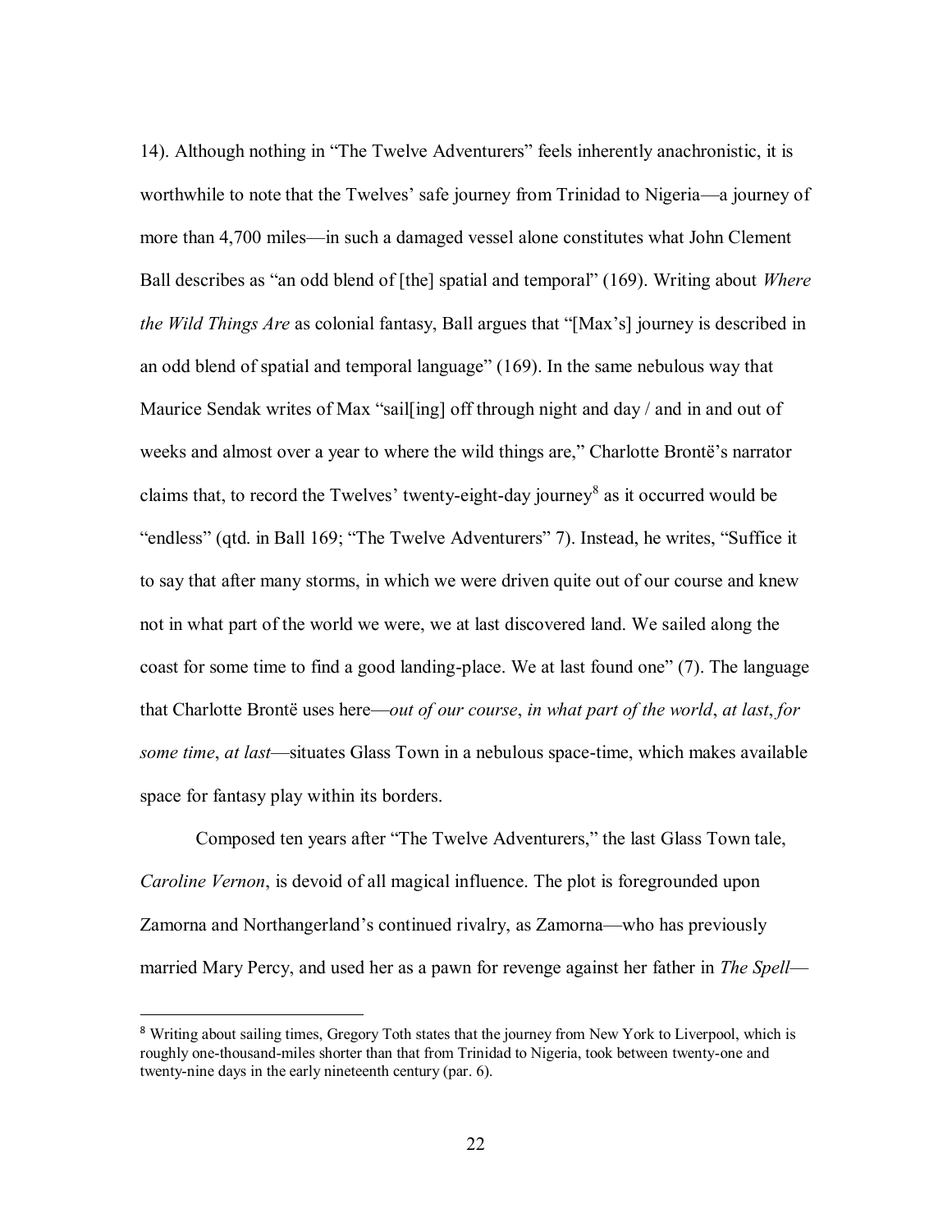14). Although nothing in "The Twelve Adventurers" feels inherently anachronistic, it is worthwhile to note that the Twelves' safe journey from Trinidad to Nigeria—a journey of more than 4,700 miles—in such a damaged vessel alone constitutes what John Clement Ball describes as "an odd blend of [the] spatial and temporal" (169). Writing about *Where the Wild Things Are* as colonial fantasy, Ball argues that "[Max's] journey is described in an odd blend of spatial and temporal language" (169). In the same nebulous way that Maurice Sendak writes of Max "sail[ing] off through night and day / and in and out of weeks and almost over a year to where the wild things are," Charlotte Brontë's narrator claims that, to record the Twelves' twenty-eight-day journey[8] as it occurred would be "endless" (qtd. in Ball 169; "The Twelve Adventurers" 7). Instead, he writes, "Suffice it to say that after many storms, in which we were driven quite out of our course and knew not in what part of the world we were, we at last discovered land. We sailed along the coast for some time to find a good landing-place. We at last found one" (7). The language that Charlotte Brontë uses here—*out of our course*, *in what part of the world*, *at last*, *for some time*, *at last*—situates Glass Town in a nebulous space-time, which makes available space for fantasy play within its borders.

Composed ten years after "The Twelve Adventurers," the last Glass Town tale, *Caroline Vernon*, is devoid of all magical influence. The plot is foregrounded upon Zamorna and Northangerland's continued rivalry, as Zamorna—who has previously married Mary Percy, and used her as a pawn for revenge against her father in *The Spell*—

[8] Writing about sailing times, Gregory Toth states that the journey from New York to Liverpool, which is roughly one-thousand-miles shorter than that from Trinidad to Nigeria, took between twenty-one and twenty-nine days in the early nineteenth century (par. 6).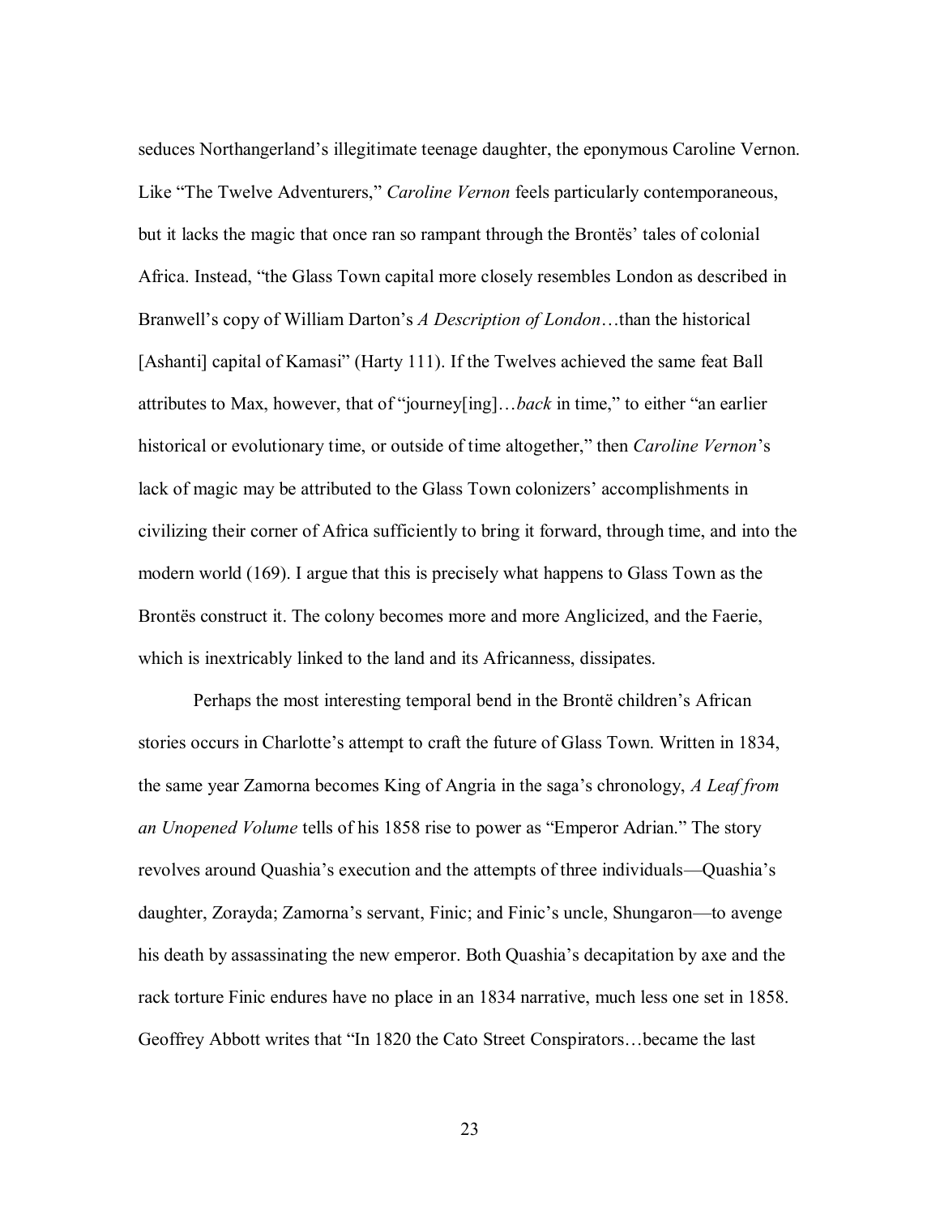seduces Northangerland's illegitimate teenage daughter, the eponymous Caroline Vernon. Like "The Twelve Adventurers," *Caroline Vernon* feels particularly contemporaneous, but it lacks the magic that once ran so rampant through the Brontës' tales of colonial Africa. Instead, "the Glass Town capital more closely resembles London as described in Branwell's copy of William Darton's *A Description of London*…than the historical [Ashanti] capital of Kamasi" (Harty 111). If the Twelves achieved the same feat Ball attributes to Max, however, that of "journey[ing]…*back* in time," to either "an earlier historical or evolutionary time, or outside of time altogether," then *Caroline Vernon*'s lack of magic may be attributed to the Glass Town colonizers' accomplishments in civilizing their corner of Africa sufficiently to bring it forward, through time, and into the modern world (169). I argue that this is precisely what happens to Glass Town as the Brontës construct it. The colony becomes more and more Anglicized, and the Faerie, which is inextricably linked to the land and its Africanness, dissipates.

Perhaps the most interesting temporal bend in the Brontë children's African stories occurs in Charlotte's attempt to craft the future of Glass Town. Written in 1834, the same year Zamorna becomes King of Angria in the saga's chronology, *A Leaf from an Unopened Volume* tells of his 1858 rise to power as "Emperor Adrian." The story revolves around Quashia's execution and the attempts of three individuals—Quashia's daughter, Zorayda; Zamorna's servant, Finic; and Finic's uncle, Shungaron—to avenge his death by assassinating the new emperor. Both Quashia's decapitation by axe and the rack torture Finic endures have no place in an 1834 narrative, much less one set in 1858. Geoffrey Abbott writes that "In 1820 the Cato Street Conspirators…became the last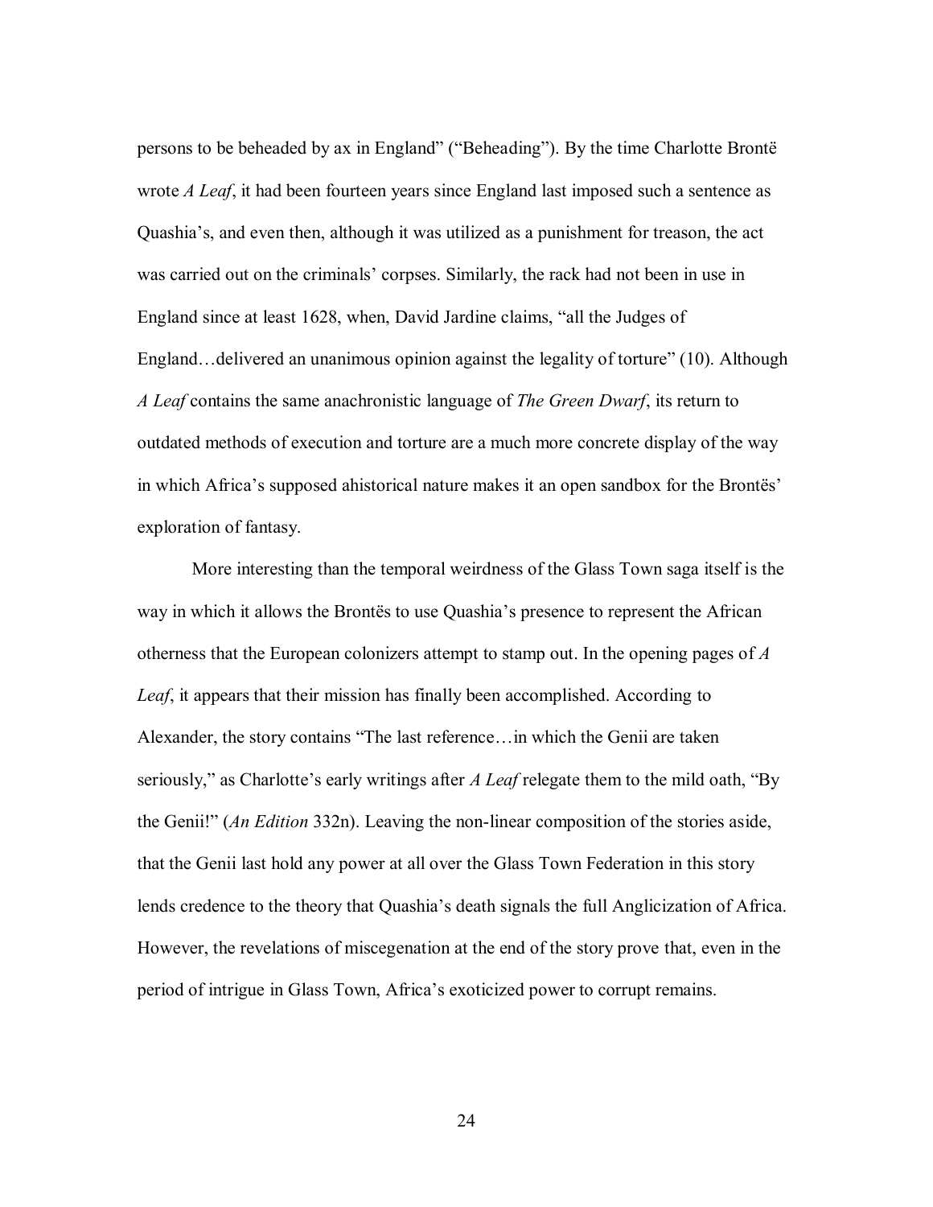persons to be beheaded by ax in England" ("Beheading"). By the time Charlotte Brontë wrote *A Leaf*, it had been fourteen years since England last imposed such a sentence as Quashia's, and even then, although it was utilized as a punishment for treason, the act was carried out on the criminals' corpses. Similarly, the rack had not been in use in England since at least 1628, when, David Jardine claims, "all the Judges of England…delivered an unanimous opinion against the legality of torture" (10). Although *A Leaf* contains the same anachronistic language of *The Green Dwarf*, its return to outdated methods of execution and torture are a much more concrete display of the way in which Africa's supposed ahistorical nature makes it an open sandbox for the Brontës' exploration of fantasy.

More interesting than the temporal weirdness of the Glass Town saga itself is the way in which it allows the Brontës to use Quashia's presence to represent the African otherness that the European colonizers attempt to stamp out. In the opening pages of *A Leaf*, it appears that their mission has finally been accomplished. According to Alexander, the story contains "The last reference…in which the Genii are taken seriously," as Charlotte's early writings after *A Leaf* relegate them to the mild oath, "By the Genii!" (*An Edition* 332n). Leaving the non-linear composition of the stories aside, that the Genii last hold any power at all over the Glass Town Federation in this story lends credence to the theory that Quashia's death signals the full Anglicization of Africa. However, the revelations of miscegenation at the end of the story prove that, even in the period of intrigue in Glass Town, Africa's exoticized power to corrupt remains.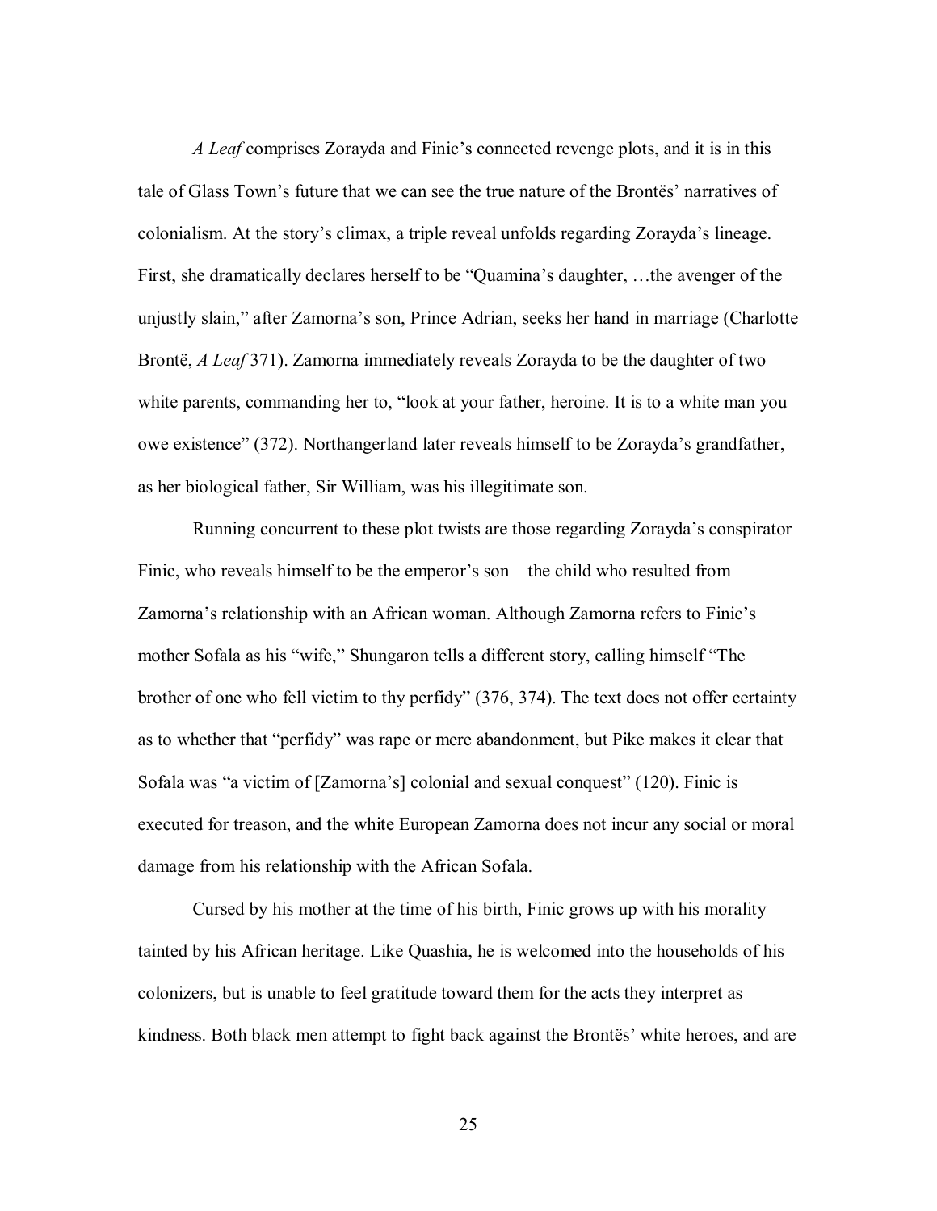*A Leaf* comprises Zorayda and Finic's connected revenge plots, and it is in this tale of Glass Town's future that we can see the true nature of the Brontës' narratives of colonialism. At the story's climax, a triple reveal unfolds regarding Zorayda's lineage. First, she dramatically declares herself to be "Quamina's daughter, …the avenger of the unjustly slain," after Zamorna's son, Prince Adrian, seeks her hand in marriage (Charlotte Brontë, *A Leaf* 371). Zamorna immediately reveals Zorayda to be the daughter of two white parents, commanding her to, "look at your father, heroine. It is to a white man you owe existence" (372). Northangerland later reveals himself to be Zorayda's grandfather, as her biological father, Sir William, was his illegitimate son.

Running concurrent to these plot twists are those regarding Zorayda's conspirator Finic, who reveals himself to be the emperor's son—the child who resulted from Zamorna's relationship with an African woman. Although Zamorna refers to Finic's mother Sofala as his "wife," Shungaron tells a different story, calling himself "The brother of one who fell victim to thy perfidy" (376, 374). The text does not offer certainty as to whether that "perfidy" was rape or mere abandonment, but Pike makes it clear that Sofala was "a victim of [Zamorna's] colonial and sexual conquest" (120). Finic is executed for treason, and the white European Zamorna does not incur any social or moral damage from his relationship with the African Sofala.

Cursed by his mother at the time of his birth, Finic grows up with his morality tainted by his African heritage. Like Quashia, he is welcomed into the households of his colonizers, but is unable to feel gratitude toward them for the acts they interpret as kindness. Both black men attempt to fight back against the Brontës' white heroes, and are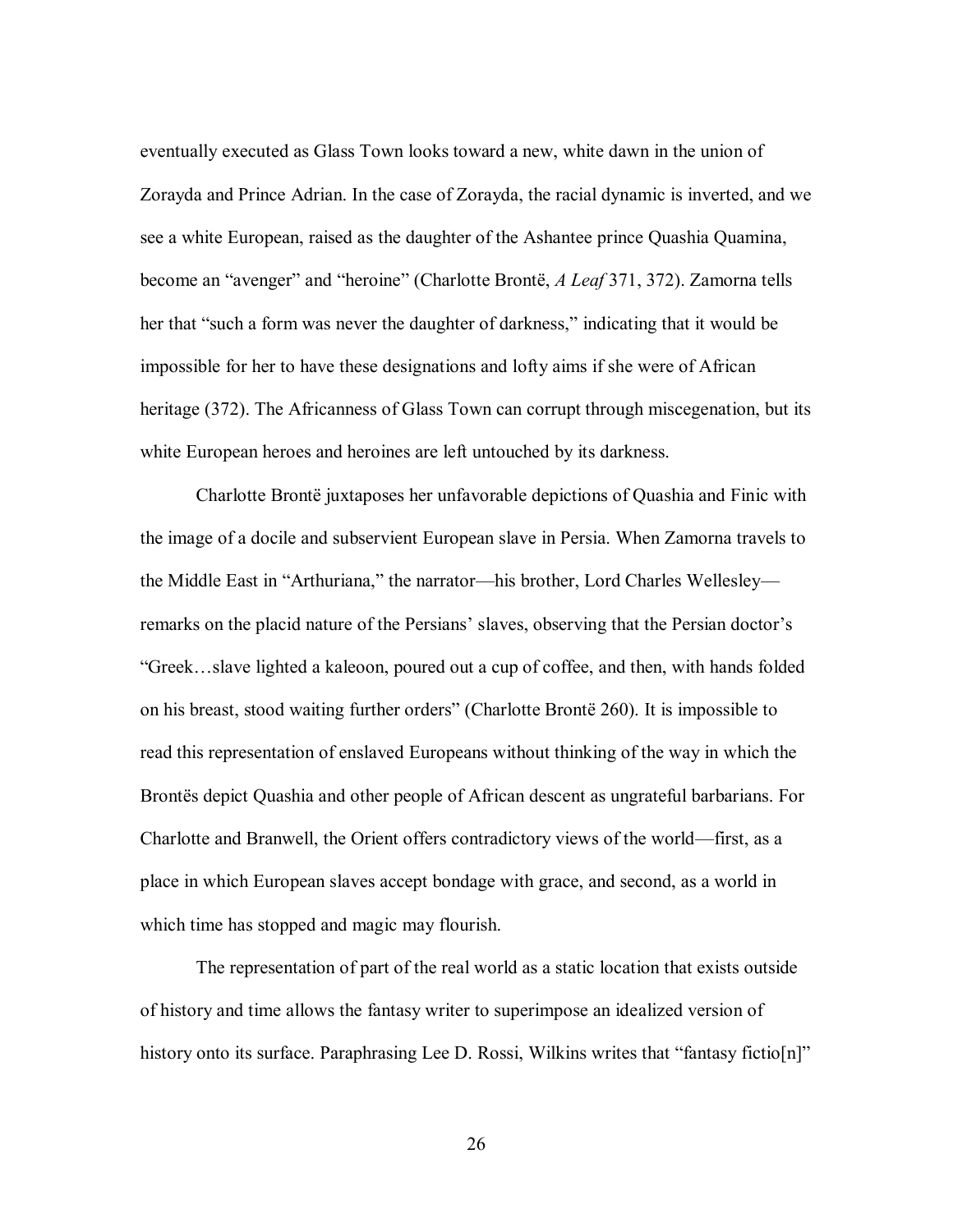eventually executed as Glass Town looks toward a new, white dawn in the union of Zorayda and Prince Adrian. In the case of Zorayda, the racial dynamic is inverted, and we see a white European, raised as the daughter of the Ashantee prince Quashia Quamina, become an "avenger" and "heroine" (Charlotte Brontë, *A Leaf* 371, 372). Zamorna tells her that "such a form was never the daughter of darkness," indicating that it would be impossible for her to have these designations and lofty aims if she were of African heritage (372). The Africanness of Glass Town can corrupt through miscegenation, but its white European heroes and heroines are left untouched by its darkness.

Charlotte Brontë juxtaposes her unfavorable depictions of Quashia and Finic with the image of a docile and subservient European slave in Persia. When Zamorna travels to the Middle East in "Arthuriana," the narrator—his brother, Lord Charles Wellesley—remarks on the placid nature of the Persians' slaves, observing that the Persian doctor's "Greek…slave lighted a kaleoon, poured out a cup of coffee, and then, with hands folded on his breast, stood waiting further orders" (Charlotte Brontë 260). It is impossible to read this representation of enslaved Europeans without thinking of the way in which the Brontës depict Quashia and other people of African descent as ungrateful barbarians. For Charlotte and Branwell, the Orient offers contradictory views of the world—first, as a place in which European slaves accept bondage with grace, and second, as a world in which time has stopped and magic may flourish.

The representation of part of the real world as a static location that exists outside of history and time allows the fantasy writer to superimpose an idealized version of history onto its surface. Paraphrasing Lee D. Rossi, Wilkins writes that "fantasy fictio[n]"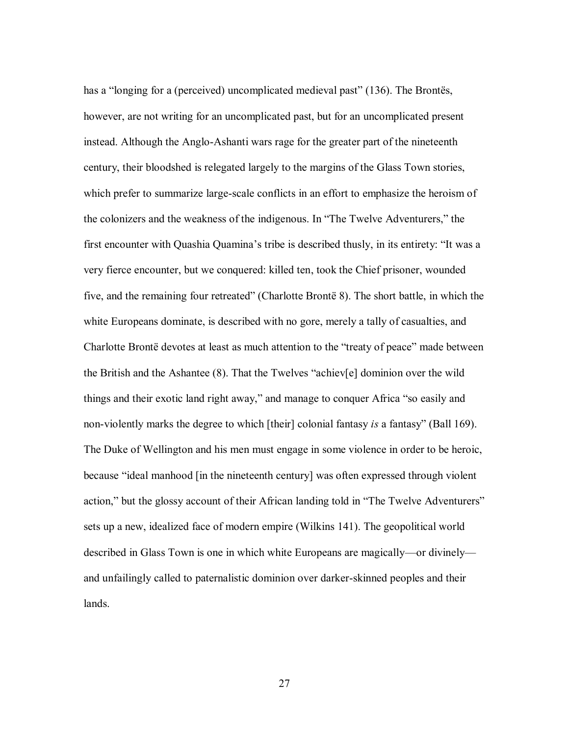has a "longing for a (perceived) uncomplicated medieval past" (136). The Brontës, however, are not writing for an uncomplicated past, but for an uncomplicated present instead. Although the Anglo-Ashanti wars rage for the greater part of the nineteenth century, their bloodshed is relegated largely to the margins of the Glass Town stories, which prefer to summarize large-scale conflicts in an effort to emphasize the heroism of the colonizers and the weakness of the indigenous. In "The Twelve Adventurers," the first encounter with Quashia Quamina's tribe is described thusly, in its entirety: "It was a very fierce encounter, but we conquered: killed ten, took the Chief prisoner, wounded five, and the remaining four retreated" (Charlotte Brontë 8). The short battle, in which the white Europeans dominate, is described with no gore, merely a tally of casualties, and Charlotte Brontë devotes at least as much attention to the "treaty of peace" made between the British and the Ashantee (8). That the Twelves "achiev[e] dominion over the wild things and their exotic land right away," and manage to conquer Africa "so easily and non-violently marks the degree to which [their] colonial fantasy *is* a fantasy" (Ball 169). The Duke of Wellington and his men must engage in some violence in order to be heroic, because "ideal manhood [in the nineteenth century] was often expressed through violent action," but the glossy account of their African landing told in "The Twelve Adventurers" sets up a new, idealized face of modern empire (Wilkins 141). The geopolitical world described in Glass Town is one in which white Europeans are magically—or divinely—and unfailingly called to paternalistic dominion over darker-skinned peoples and their lands.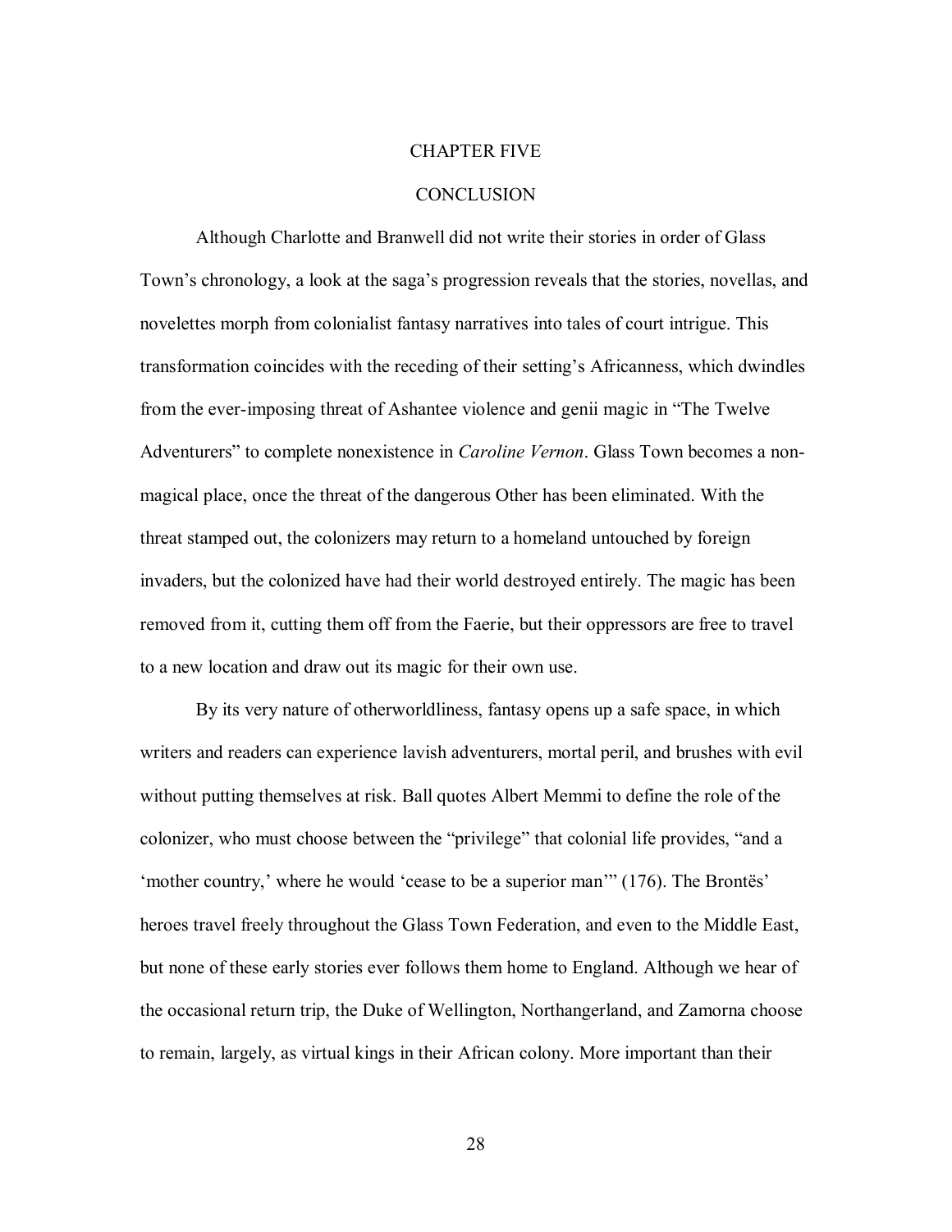# CHAPTER FIVE

## CONCLUSION

Although Charlotte and Branwell did not write their stories in order of Glass Town's chronology, a look at the saga's progression reveals that the stories, novellas, and novelettes morph from colonialist fantasy narratives into tales of court intrigue. This transformation coincides with the receding of their setting's Africanness, which dwindles from the ever-imposing threat of Ashantee violence and genii magic in "The Twelve Adventurers" to complete nonexistence in *Caroline Vernon*. Glass Town becomes a non-magical place, once the threat of the dangerous Other has been eliminated. With the threat stamped out, the colonizers may return to a homeland untouched by foreign invaders, but the colonized have had their world destroyed entirely. The magic has been removed from it, cutting them off from the Faerie, but their oppressors are free to travel to a new location and draw out its magic for their own use.

By its very nature of otherworldliness, fantasy opens up a safe space, in which writers and readers can experience lavish adventurers, mortal peril, and brushes with evil without putting themselves at risk. Ball quotes Albert Memmi to define the role of the colonizer, who must choose between the "privilege" that colonial life provides, "and a 'mother country,' where he would 'cease to be a superior man'" (176). The Brontës' heroes travel freely throughout the Glass Town Federation, and even to the Middle East, but none of these early stories ever follows them home to England. Although we hear of the occasional return trip, the Duke of Wellington, Northangerland, and Zamorna choose to remain, largely, as virtual kings in their African colony. More important than their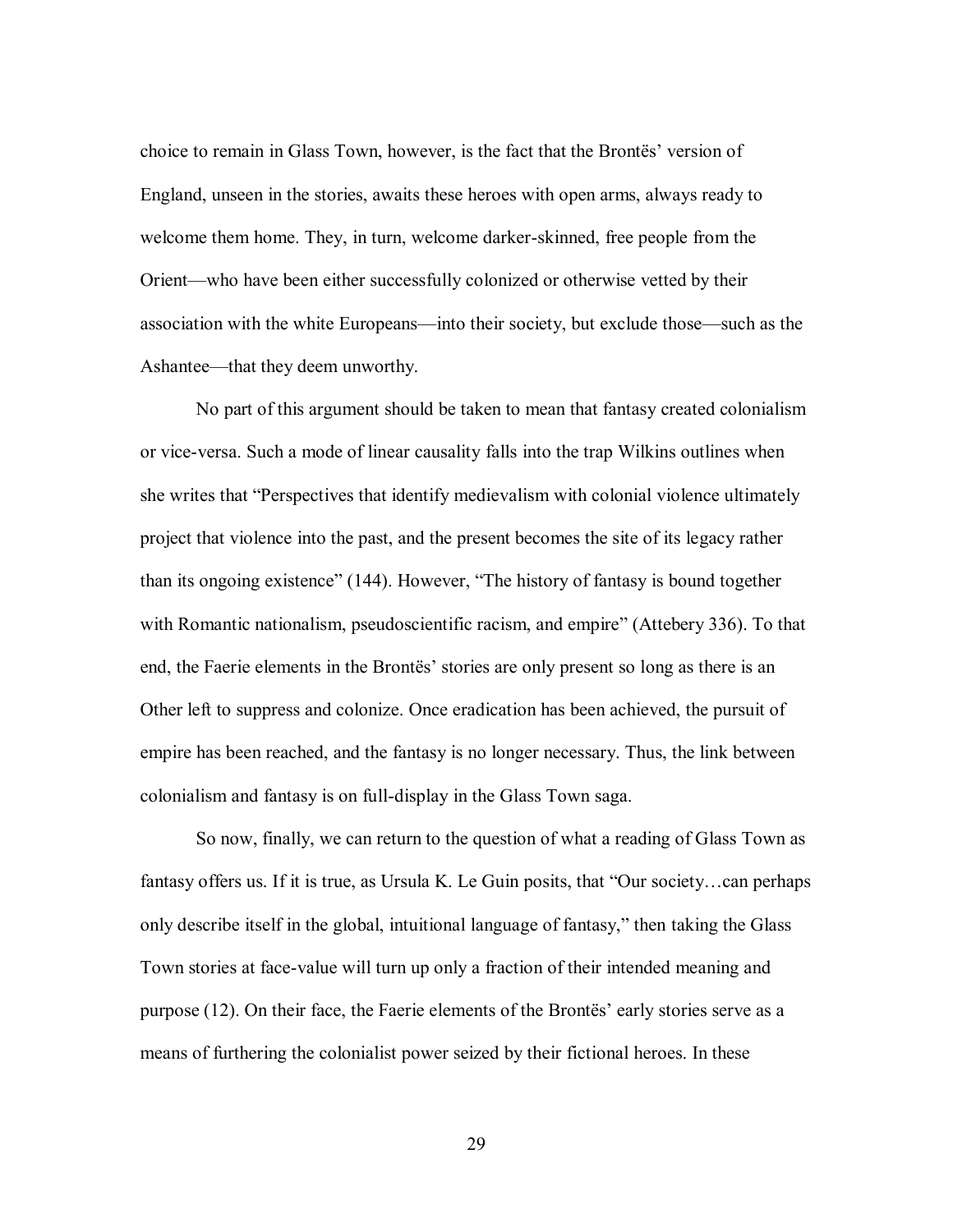choice to remain in Glass Town, however, is the fact that the Brontës' version of England, unseen in the stories, awaits these heroes with open arms, always ready to welcome them home. They, in turn, welcome darker-skinned, free people from the Orient—who have been either successfully colonized or otherwise vetted by their association with the white Europeans—into their society, but exclude those—such as the Ashantee—that they deem unworthy.

No part of this argument should be taken to mean that fantasy created colonialism or vice-versa. Such a mode of linear causality falls into the trap Wilkins outlines when she writes that "Perspectives that identify medievalism with colonial violence ultimately project that violence into the past, and the present becomes the site of its legacy rather than its ongoing existence" (144). However, "The history of fantasy is bound together with Romantic nationalism, pseudoscientific racism, and empire" (Attebery 336). To that end, the Faerie elements in the Brontës' stories are only present so long as there is an Other left to suppress and colonize. Once eradication has been achieved, the pursuit of empire has been reached, and the fantasy is no longer necessary. Thus, the link between colonialism and fantasy is on full-display in the Glass Town saga.

So now, finally, we can return to the question of what a reading of Glass Town as fantasy offers us. If it is true, as Ursula K. Le Guin posits, that "Our society…can perhaps only describe itself in the global, intuitional language of fantasy," then taking the Glass Town stories at face-value will turn up only a fraction of their intended meaning and purpose (12). On their face, the Faerie elements of the Brontës' early stories serve as a means of furthering the colonialist power seized by their fictional heroes. In these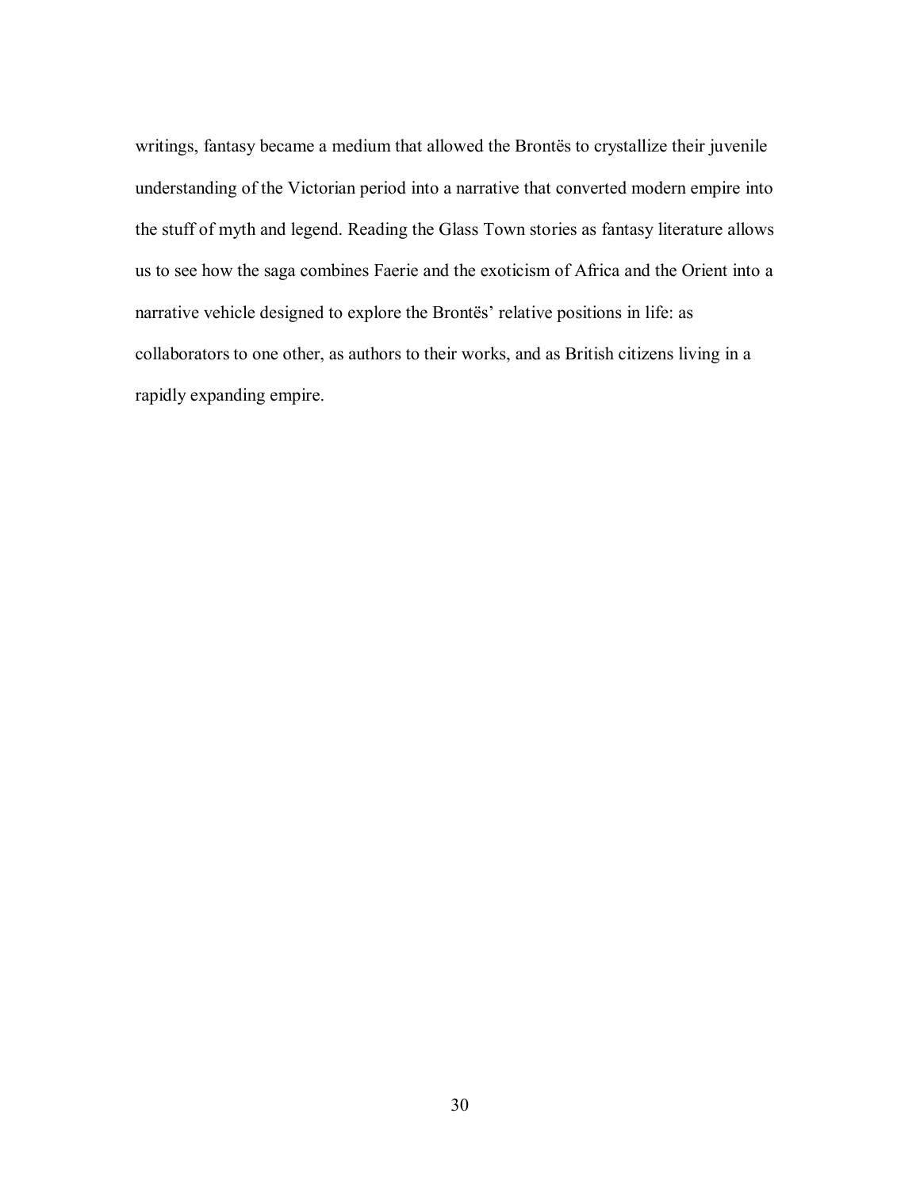writings, fantasy became a medium that allowed the Brontës to crystallize their juvenile understanding of the Victorian period into a narrative that converted modern empire into the stuff of myth and legend. Reading the Glass Town stories as fantasy literature allows us to see how the saga combines Faerie and the exoticism of Africa and the Orient into a narrative vehicle designed to explore the Brontës' relative positions in life: as collaborators to one other, as authors to their works, and as British citizens living in a rapidly expanding empire.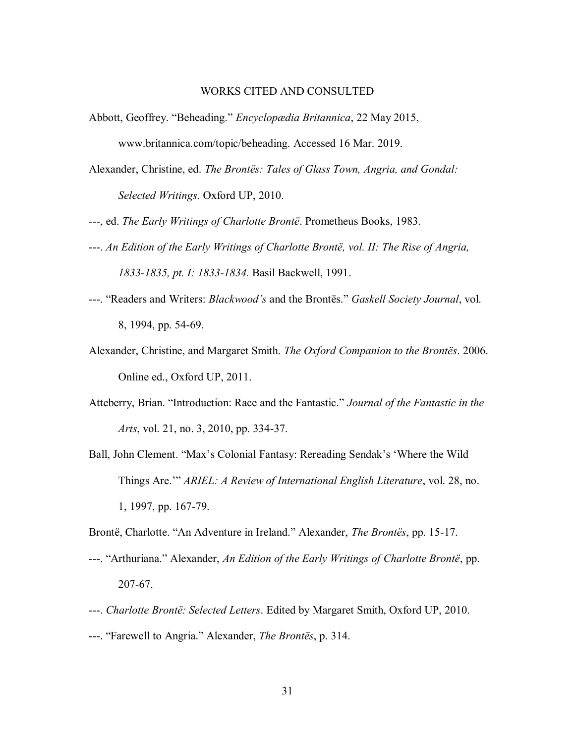# WORKS CITED AND CONSULTED

Abbott, Geoffrey. "Beheading." *Encyclopædia Britannica*, 22 May 2015, www.britannica.com/topic/beheading. Accessed 16 Mar. 2019.

Alexander, Christine, ed. *The Brontës: Tales of Glass Town, Angria, and Gondal: Selected Writings*. Oxford UP, 2010.

---, ed. *The Early Writings of Charlotte Brontë*. Prometheus Books, 1983.

---. *An Edition of the Early Writings of Charlotte Brontë, vol. II: The Rise of Angria, 1833-1835, pt. I: 1833-1834.* Basil Backwell, 1991.

---. "Readers and Writers: *Blackwood's* and the Brontës." *Gaskell Society Journal*, vol. 8, 1994, pp. 54-69.

Alexander, Christine, and Margaret Smith. *The Oxford Companion to the Brontës*. 2006. Online ed., Oxford UP, 2011.

Atteberry, Brian. "Introduction: Race and the Fantastic." *Journal of the Fantastic in the Arts*, vol. 21, no. 3, 2010, pp. 334-37.

Ball, John Clement. "Max's Colonial Fantasy: Rereading Sendak's 'Where the Wild Things Are.'" *ARIEL: A Review of International English Literature*, vol. 28, no. 1, 1997, pp. 167-79.

Brontë, Charlotte. "An Adventure in Ireland." Alexander, *The Brontës*, pp. 15-17.

---. "Arthuriana." Alexander, *An Edition of the Early Writings of Charlotte Brontë*, pp. 207-67.

---. *Charlotte Brontë: Selected Letters*. Edited by Margaret Smith, Oxford UP, 2010.

---. "Farewell to Angria." Alexander, *The Brontës*, p. 314.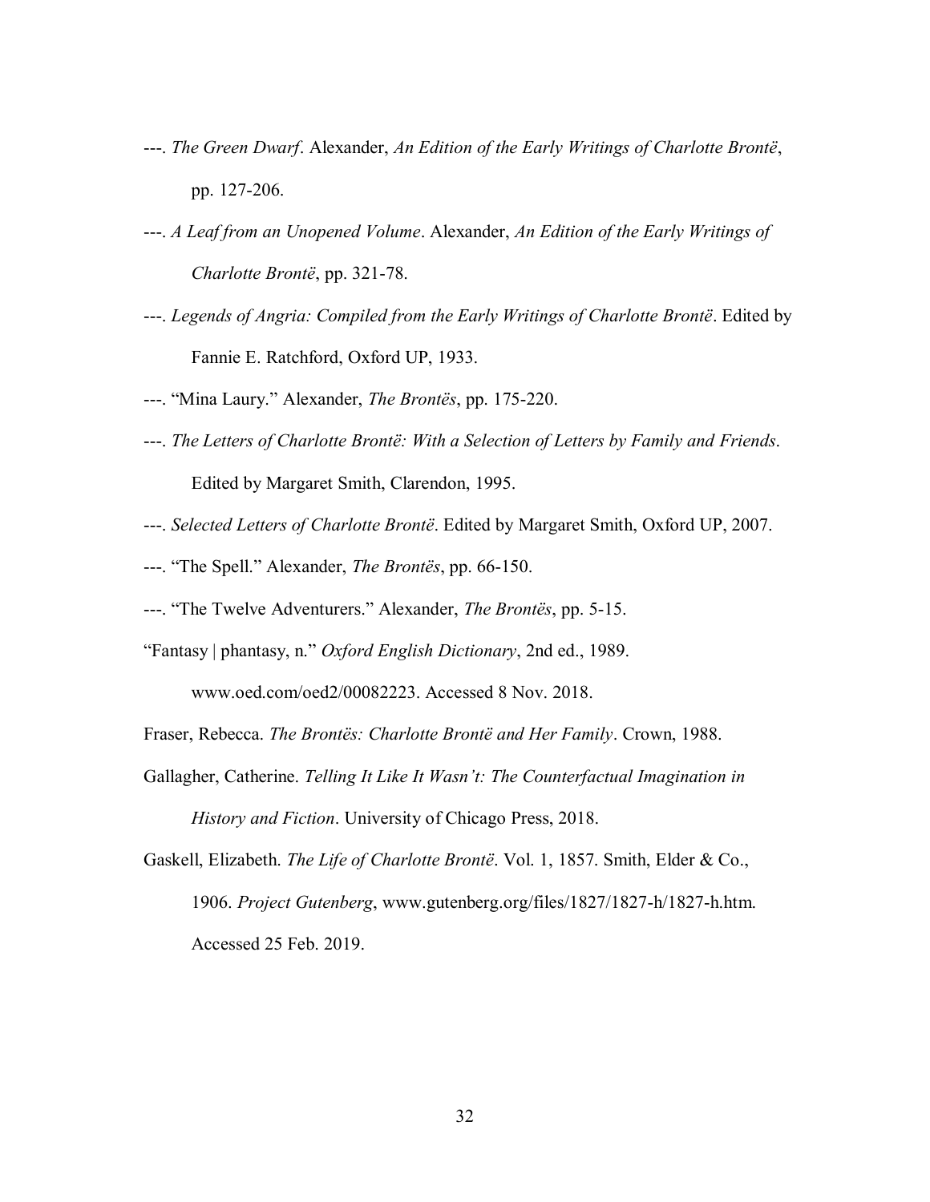---. *The Green Dwarf*. Alexander, *An Edition of the Early Writings of Charlotte Brontë*, pp. 127-206.

---. *A Leaf from an Unopened Volume*. Alexander, *An Edition of the Early Writings of Charlotte Brontë*, pp. 321-78.

---. *Legends of Angria: Compiled from the Early Writings of Charlotte Brontë*. Edited by Fannie E. Ratchford, Oxford UP, 1933.

---. "Mina Laury." Alexander, *The Brontës*, pp. 175-220.

---. *The Letters of Charlotte Brontë: With a Selection of Letters by Family and Friends*. Edited by Margaret Smith, Clarendon, 1995.

---. *Selected Letters of Charlotte Brontë*. Edited by Margaret Smith, Oxford UP, 2007.

---. "The Spell." Alexander, *The Brontës*, pp. 66-150.

---. "The Twelve Adventurers." Alexander, *The Brontës*, pp. 5-15.

"Fantasy | phantasy, n." *Oxford English Dictionary*, 2nd ed., 1989. www.oed.com/oed2/00082223. Accessed 8 Nov. 2018.

Fraser, Rebecca. *The Brontës: Charlotte Brontë and Her Family*. Crown, 1988.

Gallagher, Catherine. *Telling It Like It Wasn't: The Counterfactual Imagination in History and Fiction*. University of Chicago Press, 2018.

Gaskell, Elizabeth. *The Life of Charlotte Brontë*. Vol. 1, 1857. Smith, Elder & Co., 1906. *Project Gutenberg*, www.gutenberg.org/files/1827/1827-h/1827-h.htm. Accessed 25 Feb. 2019.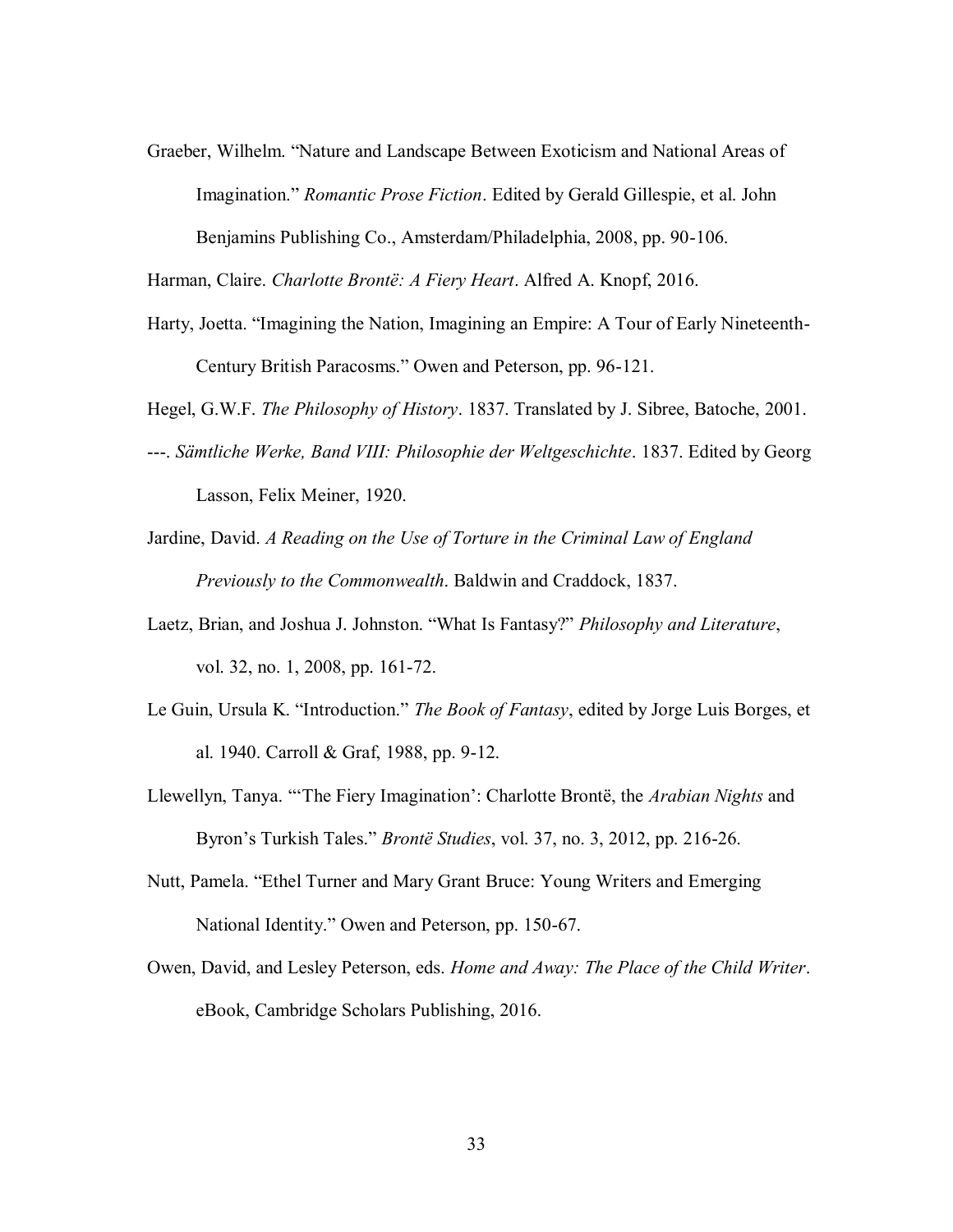Graeber, Wilhelm. "Nature and Landscape Between Exoticism and National Areas of Imagination." *Romantic Prose Fiction*. Edited by Gerald Gillespie, et al. John Benjamins Publishing Co., Amsterdam/Philadelphia, 2008, pp. 90-106.

Harman, Claire. *Charlotte Brontë: A Fiery Heart*. Alfred A. Knopf, 2016.

Harty, Joetta. "Imagining the Nation, Imagining an Empire: A Tour of Early Nineteenth-Century British Paracosms." Owen and Peterson, pp. 96-121.

Hegel, G.W.F. *The Philosophy of History*. 1837. Translated by J. Sibree, Batoche, 2001.

---. *Sämtliche Werke, Band VIII: Philosophie der Weltgeschichte*. 1837. Edited by Georg Lasson, Felix Meiner, 1920.

Jardine, David. *A Reading on the Use of Torture in the Criminal Law of England Previously to the Commonwealth*. Baldwin and Craddock, 1837.

Laetz, Brian, and Joshua J. Johnston. "What Is Fantasy?" *Philosophy and Literature*, vol. 32, no. 1, 2008, pp. 161-72.

Le Guin, Ursula K. "Introduction." *The Book of Fantasy*, edited by Jorge Luis Borges, et al. 1940. Carroll & Graf, 1988, pp. 9-12.

Llewellyn, Tanya. "'The Fiery Imagination': Charlotte Brontë, the *Arabian Nights* and Byron's Turkish Tales." *Brontë Studies*, vol. 37, no. 3, 2012, pp. 216-26.

Nutt, Pamela. "Ethel Turner and Mary Grant Bruce: Young Writers and Emerging National Identity." Owen and Peterson, pp. 150-67.

Owen, David, and Lesley Peterson, eds. *Home and Away: The Place of the Child Writer*. eBook, Cambridge Scholars Publishing, 2016.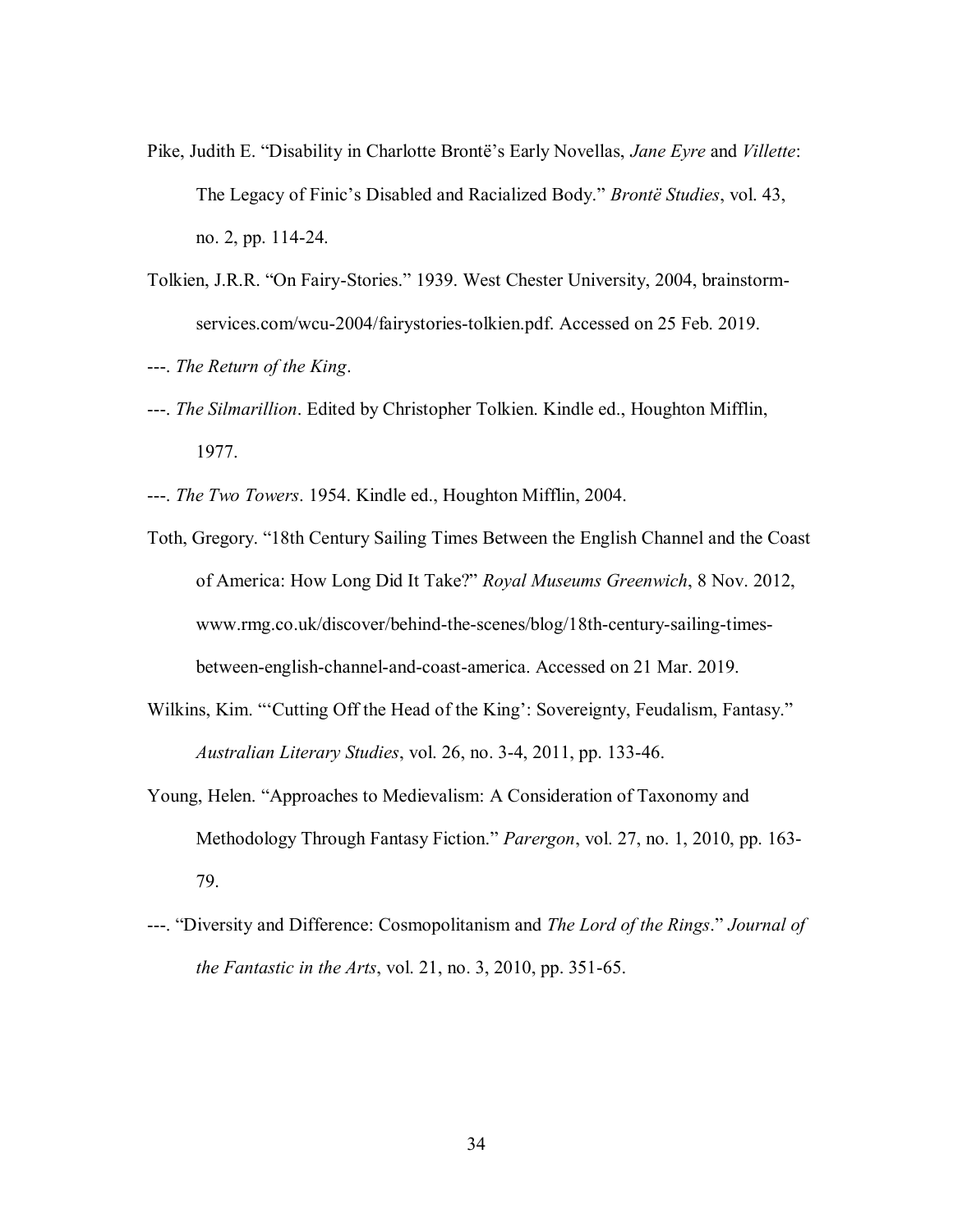Pike, Judith E. "Disability in Charlotte Brontë's Early Novellas, *Jane Eyre* and *Villette*: The Legacy of Finic's Disabled and Racialized Body." *Brontë Studies*, vol. 43, no. 2, pp. 114-24.

Tolkien, J.R.R. "On Fairy-Stories." 1939. West Chester University, 2004, brainstorm-services.com/wcu-2004/fairystories-tolkien.pdf. Accessed on 25 Feb. 2019.

---. *The Return of the King*.

---. *The Silmarillion*. Edited by Christopher Tolkien. Kindle ed., Houghton Mifflin, 1977.

---. *The Two Towers*. 1954. Kindle ed., Houghton Mifflin, 2004.

Toth, Gregory. "18th Century Sailing Times Between the English Channel and the Coast of America: How Long Did It Take?" *Royal Museums Greenwich*, 8 Nov. 2012, www.rmg.co.uk/discover/behind-the-scenes/blog/18th-century-sailing-times-between-english-channel-and-coast-america. Accessed on 21 Mar. 2019.

Wilkins, Kim. "'Cutting Off the Head of the King': Sovereignty, Feudalism, Fantasy." *Australian Literary Studies*, vol. 26, no. 3-4, 2011, pp. 133-46.

Young, Helen. "Approaches to Medievalism: A Consideration of Taxonomy and Methodology Through Fantasy Fiction." *Parergon*, vol. 27, no. 1, 2010, pp. 163-79.

---. "Diversity and Difference: Cosmopolitanism and *The Lord of the Rings*." *Journal of the Fantastic in the Arts*, vol. 21, no. 3, 2010, pp. 351-65.